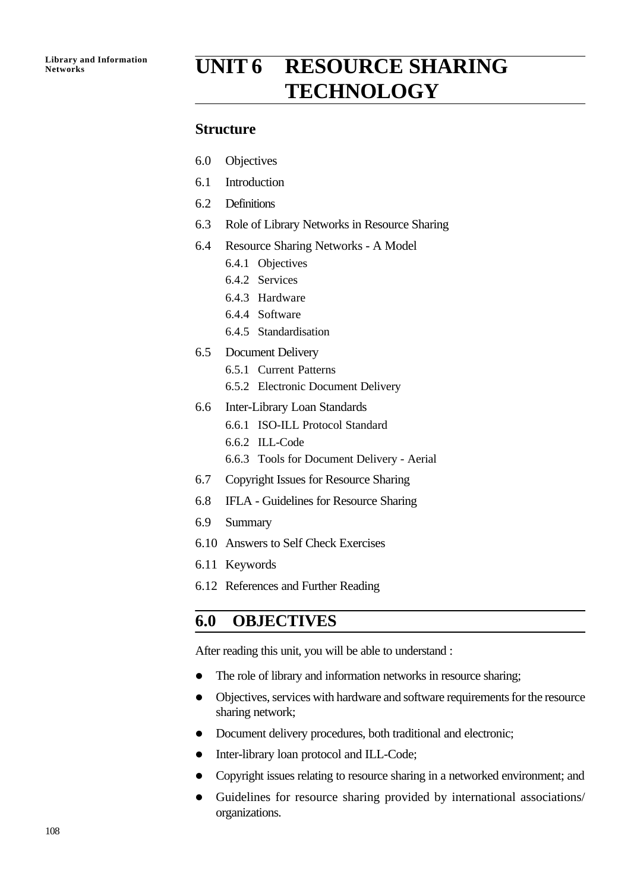# UNIT 6 RESOURCE SHARING TECHNOLOGY

## Structure

6.0 Objectives

6.1 Introduction

6.2 Definitions

6.3 Role of Library Networks in Resource Sharing

6.4 Resource Sharing Networks - A Model

- 6.4.1 Objectives
- 6.4.2 Services
- 6.4.3 Hardware
- 6.4.4 Software
- 6.4.5 Standardisation

6.5 Document Delivery

- 6.5.1 Current Patterns
- 6.5.2 Electronic Document Delivery

6.6 Inter-Library Loan Standards

- 6.6.1 ISO-ILL Protocol Standard
- 6.6.2 ILL-Code
- 6.6.3 Tools for Document Delivery - Aerial

6.7 Copyright Issues for Resource Sharing

6.8 IFLA - Guidelines for Resource Sharing

6.9 Summary

6.10 Answers to Self Check Exercises

6.11 Keywords

6.12 References and Further Reading

## 6.0 OBJECTIVES

After reading this unit, you will be able to understand :

- The role of library and information networks in resource sharing;
- Objectives, services with hardware and software requirements for the resource sharing network;
- Document delivery procedures, both traditional and electronic;
- Inter-library loan protocol and ILL-Code;
- Copyright issues relating to resource sharing in a networked environment; and
- Guidelines for resource sharing provided by international associations/ organizations.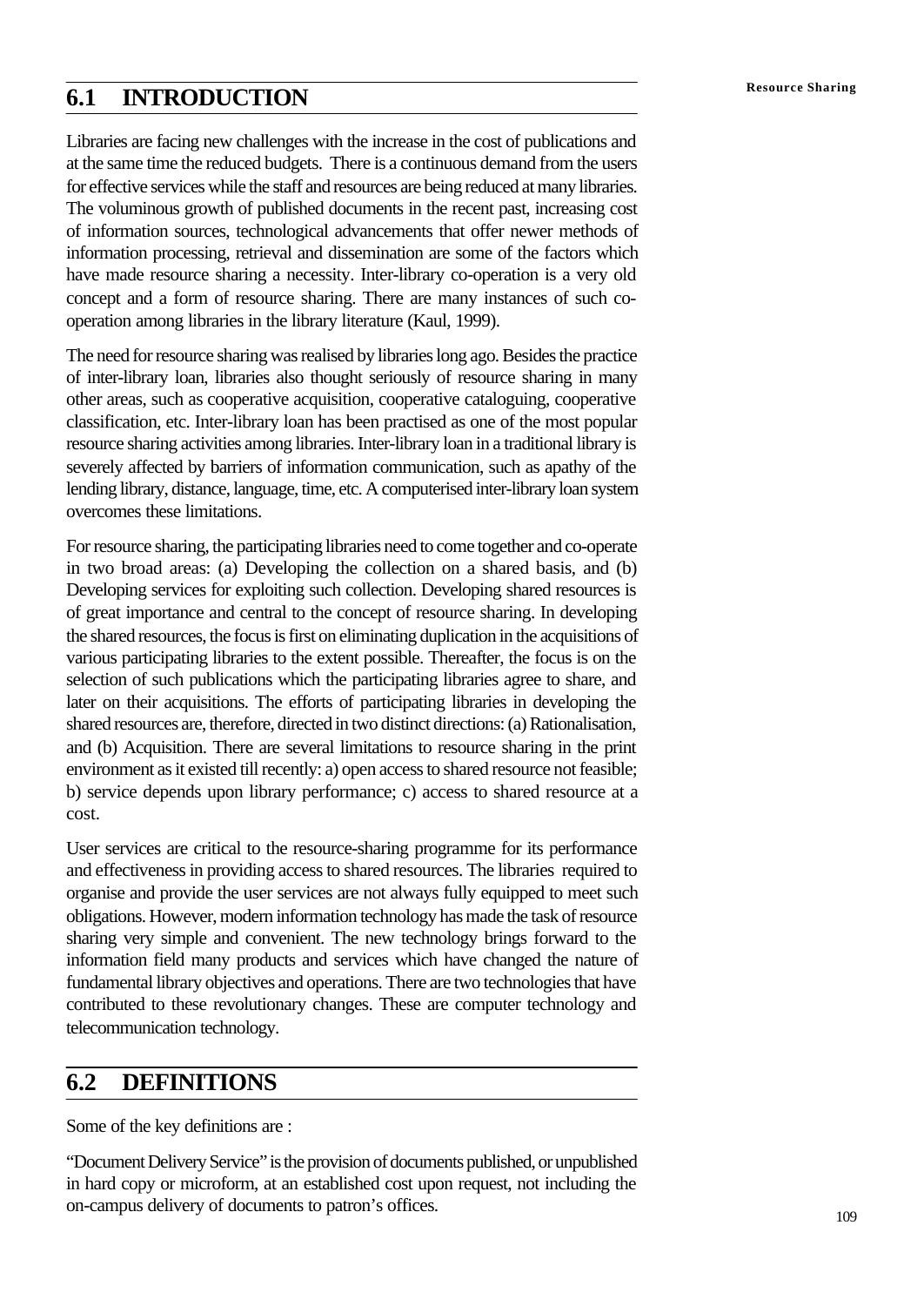## 6.1 INTRODUCTION

Libraries are facing new challenges with the increase in the cost of publications and at the same time the reduced budgets. There is a continuous demand from the users for effective services while the staff and resources are being reduced at many libraries. The voluminous growth of published documents in the recent past, increasing cost of information sources, technological advancements that offer newer methods of information processing, retrieval and dissemination are some of the factors which have made resource sharing a necessity. Inter-library co-operation is a very old concept and a form of resource sharing. There are many instances of such co-operation among libraries in the library literature (Kaul, 1999).

The need for resource sharing was realised by libraries long ago. Besides the practice of inter-library loan, libraries also thought seriously of resource sharing in many other areas, such as cooperative acquisition, cooperative cataloguing, cooperative classification, etc. Inter-library loan has been practised as one of the most popular resource sharing activities among libraries. Inter-library loan in a traditional library is severely affected by barriers of information communication, such as apathy of the lending library, distance, language, time, etc. A computerised inter-library loan system overcomes these limitations.

For resource sharing, the participating libraries need to come together and co-operate in two broad areas: (a) Developing the collection on a shared basis, and (b) Developing services for exploiting such collection. Developing shared resources is of great importance and central to the concept of resource sharing. In developing the shared resources, the focus is first on eliminating duplication in the acquisitions of various participating libraries to the extent possible. Thereafter, the focus is on the selection of such publications which the participating libraries agree to share, and later on their acquisitions. The efforts of participating libraries in developing the shared resources are, therefore, directed in two distinct directions: (a) Rationalisation, and (b) Acquisition. There are several limitations to resource sharing in the print environment as it existed till recently: a) open access to shared resource not feasible; b) service depends upon library performance; c) access to shared resource at a cost.

User services are critical to the resource-sharing programme for its performance and effectiveness in providing access to shared resources. The libraries required to organise and provide the user services are not always fully equipped to meet such obligations. However, modern information technology has made the task of resource sharing very simple and convenient. The new technology brings forward to the information field many products and services which have changed the nature of fundamental library objectives and operations. There are two technologies that have contributed to these revolutionary changes. These are computer technology and telecommunication technology.

## 6.2 DEFINITIONS

Some of the key definitions are :

"Document Delivery Service" is the provision of documents published, or unpublished in hard copy or microform, at an established cost upon request, not including the on-campus delivery of documents to patron's offices.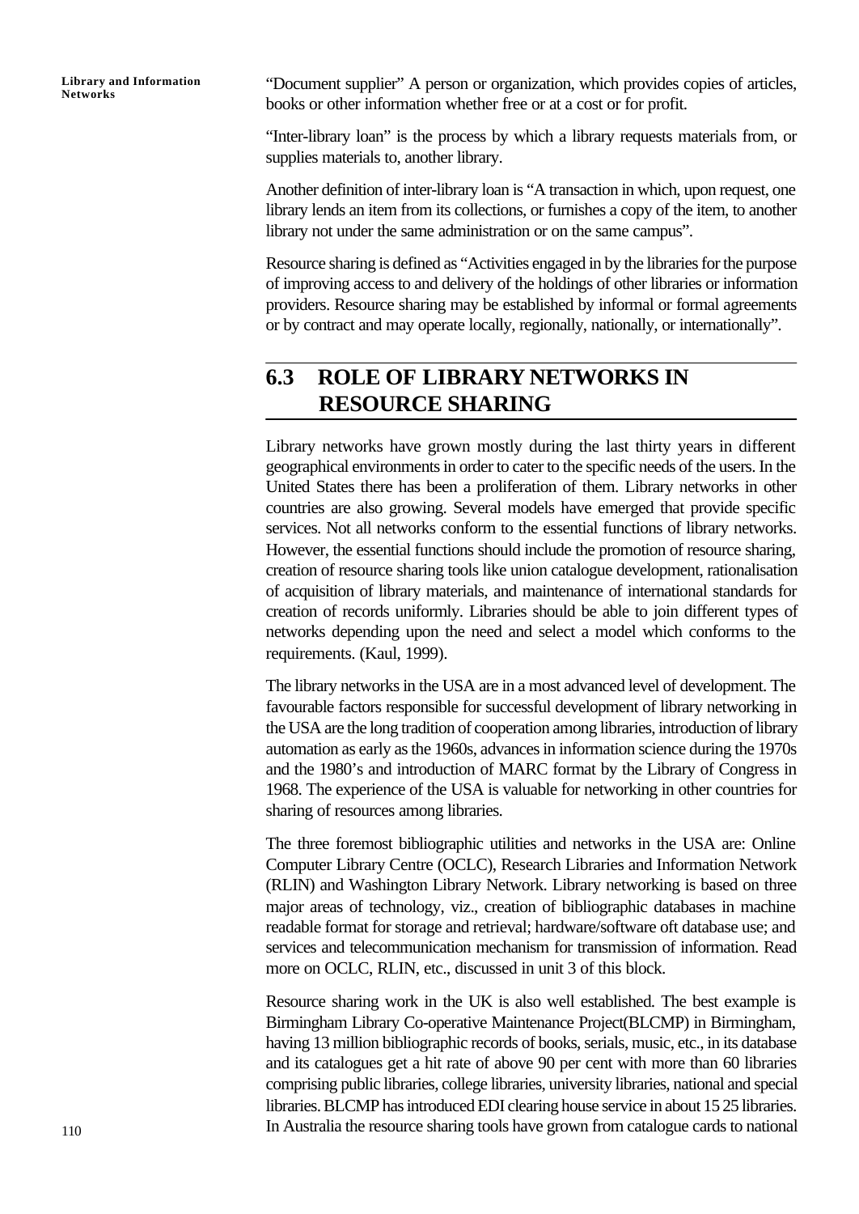"Document supplier" A person or organization, which provides copies of articles, books or other information whether free or at a cost or for profit.

"Inter-library loan" is the process by which a library requests materials from, or supplies materials to, another library.

Another definition of inter-library loan is "A transaction in which, upon request, one library lends an item from its collections, or furnishes a copy of the item, to another library not under the same administration or on the same campus".

Resource sharing is defined as "Activities engaged in by the libraries for the purpose of improving access to and delivery of the holdings of other libraries or information providers. Resource sharing may be established by informal or formal agreements or by contract and may operate locally, regionally, nationally, or internationally".

## 6.3 ROLE OF LIBRARY NETWORKS IN RESOURCE SHARING

Library networks have grown mostly during the last thirty years in different geographical environments in order to cater to the specific needs of the users. In the United States there has been a proliferation of them. Library networks in other countries are also growing. Several models have emerged that provide specific services. Not all networks conform to the essential functions of library networks. However, the essential functions should include the promotion of resource sharing, creation of resource sharing tools like union catalogue development, rationalisation of acquisition of library materials, and maintenance of international standards for creation of records uniformly. Libraries should be able to join different types of networks depending upon the need and select a model which conforms to the requirements. (Kaul, 1999).

The library networks in the USA are in a most advanced level of development. The favourable factors responsible for successful development of library networking in the USA are the long tradition of cooperation among libraries, introduction of library automation as early as the 1960s, advances in information science during the 1970s and the 1980's and introduction of MARC format by the Library of Congress in 1968. The experience of the USA is valuable for networking in other countries for sharing of resources among libraries.

The three foremost bibliographic utilities and networks in the USA are: Online Computer Library Centre (OCLC), Research Libraries and Information Network (RLIN) and Washington Library Network. Library networking is based on three major areas of technology, viz., creation of bibliographic databases in machine readable format for storage and retrieval; hardware/software oft database use; and services and telecommunication mechanism for transmission of information. Read more on OCLC, RLIN, etc., discussed in unit 3 of this block.

Resource sharing work in the UK is also well established. The best example is Birmingham Library Co-operative Maintenance Project(BLCMP) in Birmingham, having 13 million bibliographic records of books, serials, music, etc., in its database and its catalogues get a hit rate of above 90 per cent with more than 60 libraries comprising public libraries, college libraries, university libraries, national and special libraries. BLCMP has introduced EDI clearing house service in about 15 25 libraries. In Australia the resource sharing tools have grown from catalogue cards to national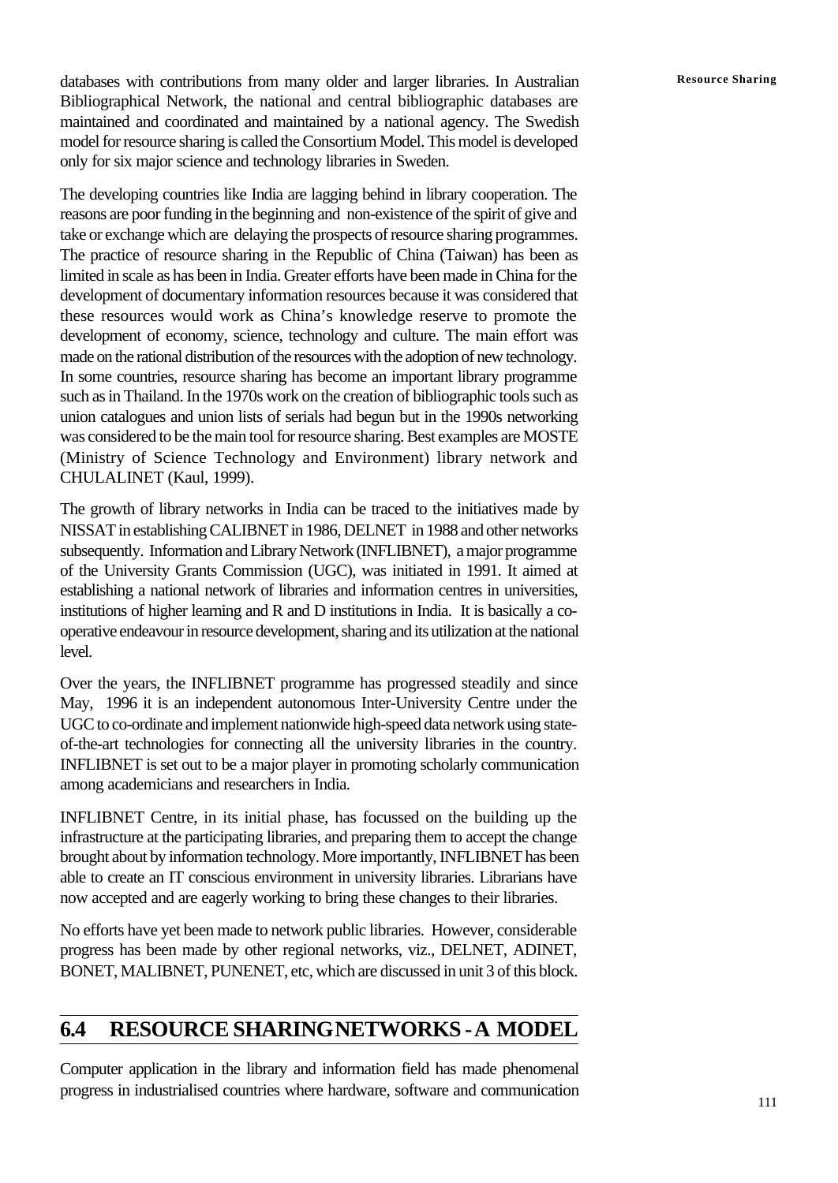databases with contributions from many older and larger libraries. In Australian Bibliographical Network, the national and central bibliographic databases are maintained and coordinated and maintained by a national agency. The Swedish model for resource sharing is called the Consortium Model. This model is developed only for six major science and technology libraries in Sweden.

The developing countries like India are lagging behind in library cooperation. The reasons are poor funding in the beginning and non-existence of the spirit of give and take or exchange which are delaying the prospects of resource sharing programmes. The practice of resource sharing in the Republic of China (Taiwan) has been as limited in scale as has been in India. Greater efforts have been made in China for the development of documentary information resources because it was considered that these resources would work as China's knowledge reserve to promote the development of economy, science, technology and culture. The main effort was made on the rational distribution of the resources with the adoption of new technology. In some countries, resource sharing has become an important library programme such as in Thailand. In the 1970s work on the creation of bibliographic tools such as union catalogues and union lists of serials had begun but in the 1990s networking was considered to be the main tool for resource sharing. Best examples are MOSTE (Ministry of Science Technology and Environment) library network and CHULALINET (Kaul, 1999).

The growth of library networks in India can be traced to the initiatives made by NISSAT in establishing CALIBNET in 1986, DELNET in 1988 and other networks subsequently. Information and Library Network (INFLIBNET), a major programme of the University Grants Commission (UGC), was initiated in 1991. It aimed at establishing a national network of libraries and information centres in universities, institutions of higher learning and R and D institutions in India. It is basically a co-operative endeavour in resource development, sharing and its utilization at the national level.

Over the years, the INFLIBNET programme has progressed steadily and since May, 1996 it is an independent autonomous Inter-University Centre under the UGC to co-ordinate and implement nationwide high-speed data network using state-of-the-art technologies for connecting all the university libraries in the country. INFLIBNET is set out to be a major player in promoting scholarly communication among academicians and researchers in India.

INFLIBNET Centre, in its initial phase, has focussed on the building up the infrastructure at the participating libraries, and preparing them to accept the change brought about by information technology. More importantly, INFLIBNET has been able to create an IT conscious environment in university libraries. Librarians have now accepted and are eagerly working to bring these changes to their libraries.

No efforts have yet been made to network public libraries. However, considerable progress has been made by other regional networks, viz., DELNET, ADINET, BONET, MALIBNET, PUNENET, etc, which are discussed in unit 3 of this block.

## 6.4 RESOURCE SHARING NETWORKS - A MODEL

Computer application in the library and information field has made phenomenal progress in industrialised countries where hardware, software and communication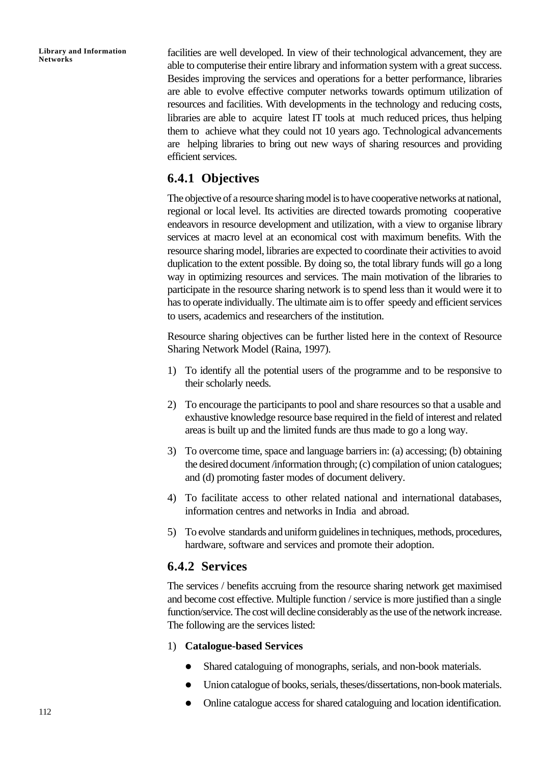facilities are well developed. In view of their technological advancement, they are able to computerise their entire library and information system with a great success. Besides improving the services and operations for a better performance, libraries are able to evolve effective computer networks towards optimum utilization of resources and facilities. With developments in the technology and reducing costs, libraries are able to acquire latest IT tools at much reduced prices, thus helping them to achieve what they could not 10 years ago. Technological advancements are helping libraries to bring out new ways of sharing resources and providing efficient services.

### 6.4.1 Objectives

The objective of a resource sharing model is to have cooperative networks at national, regional or local level. Its activities are directed towards promoting cooperative endeavors in resource development and utilization, with a view to organise library services at macro level at an economical cost with maximum benefits. With the resource sharing model, libraries are expected to coordinate their activities to avoid duplication to the extent possible. By doing so, the total library funds will go a long way in optimizing resources and services. The main motivation of the libraries to participate in the resource sharing network is to spend less than it would were it to has to operate individually. The ultimate aim is to offer speedy and efficient services to users, academics and researchers of the institution.

Resource sharing objectives can be further listed here in the context of Resource Sharing Network Model (Raina, 1997).

1) To identify all the potential users of the programme and to be responsive to their scholarly needs.
2) To encourage the participants to pool and share resources so that a usable and exhaustive knowledge resource base required in the field of interest and related areas is built up and the limited funds are thus made to go a long way.
3) To overcome time, space and language barriers in: (a) accessing; (b) obtaining the desired document /information through; (c) compilation of union catalogues; and (d) promoting faster modes of document delivery.
4) To facilitate access to other related national and international databases, information centres and networks in India and abroad.
5) To evolve standards and uniform guidelines in techniques, methods, procedures, hardware, software and services and promote their adoption.

### 6.4.2 Services

The services / benefits accruing from the resource sharing network get maximised and become cost effective. Multiple function / service is more justified than a single function/service. The cost will decline considerably as the use of the network increase. The following are the services listed:

1) **Catalogue-based Services**
   - Shared cataloguing of monographs, serials, and non-book materials.
   - Union catalogue of books, serials, theses/dissertations, non-book materials.
   - Online catalogue access for shared cataloguing and location identification.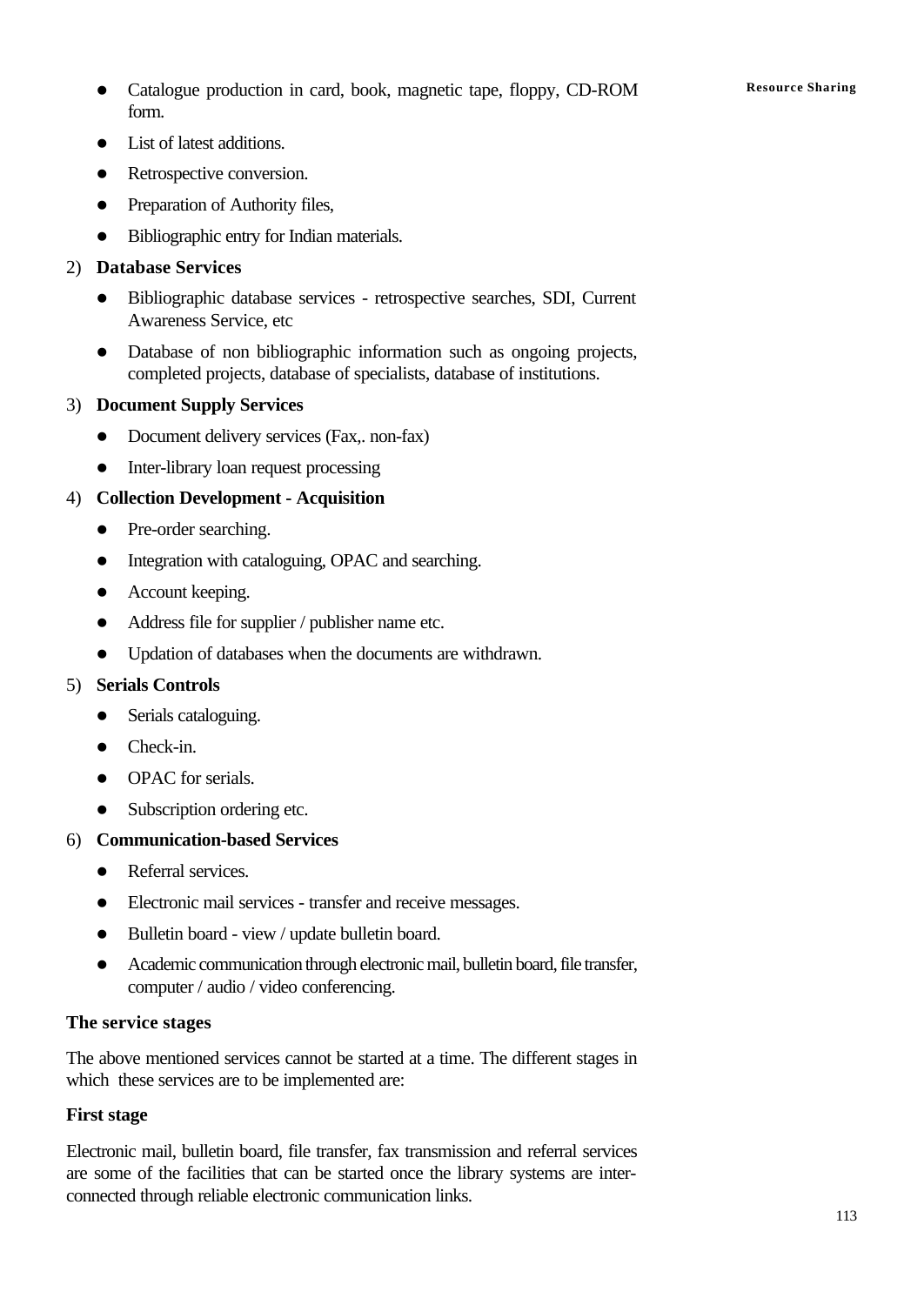- Catalogue production in card, book, magnetic tape, floppy, CD-ROM form.
- List of latest additions.
- Retrospective conversion.
- Preparation of Authority files,
- Bibliographic entry for Indian materials.

2) **Database Services**

- Bibliographic database services - retrospective searches, SDI, Current Awareness Service, etc
- Database of non bibliographic information such as ongoing projects, completed projects, database of specialists, database of institutions.

3) **Document Supply Services**

- Document delivery services (Fax,. non-fax)
- Inter-library loan request processing

4) **Collection Development - Acquisition**

- Pre-order searching.
- Integration with cataloguing, OPAC and searching.
- Account keeping.
- Address file for supplier / publisher name etc.
- Updation of databases when the documents are withdrawn.

5) **Serials Controls**

- Serials cataloguing.
- Check-in.
- OPAC for serials.
- Subscription ordering etc.

6) **Communication-based Services**

- Referral services.
- Electronic mail services - transfer and receive messages.
- Bulletin board - view / update bulletin board.
- Academic communication through electronic mail, bulletin board, file transfer, computer / audio / video conferencing.

### The service stages

The above mentioned services cannot be started at a time. The different stages in which these services are to be implemented are:

#### First stage

Electronic mail, bulletin board, file transfer, fax transmission and referral services are some of the facilities that can be started once the library systems are inter-connected through reliable electronic communication links.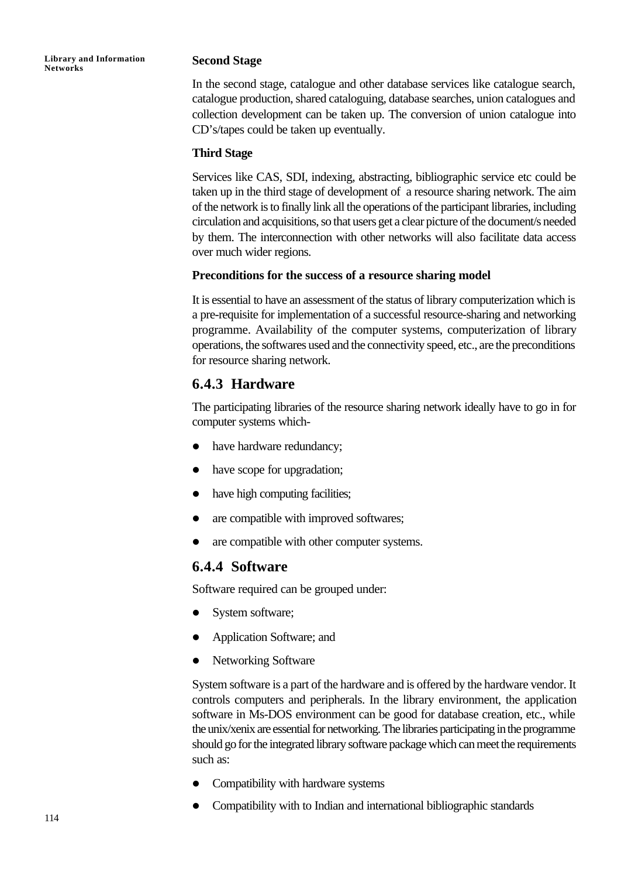**Second Stage**

In the second stage, catalogue and other database services like catalogue search, catalogue production, shared cataloguing, database searches, union catalogues and collection development can be taken up. The conversion of union catalogue into CD's/tapes could be taken up eventually.

**Third Stage**

Services like CAS, SDI, indexing, abstracting, bibliographic service etc could be taken up in the third stage of development of a resource sharing network. The aim of the network is to finally link all the operations of the participant libraries, including circulation and acquisitions, so that users get a clear picture of the document/s needed by them. The interconnection with other networks will also facilitate data access over much wider regions.

**Preconditions for the success of a resource sharing model**

It is essential to have an assessment of the status of library computerization which is a pre-requisite for implementation of a successful resource-sharing and networking programme. Availability of the computer systems, computerization of library operations, the softwares used and the connectivity speed, etc., are the preconditions for resource sharing network.

### 6.4.3 Hardware

The participating libraries of the resource sharing network ideally have to go in for computer systems which-

- have hardware redundancy;
- have scope for upgradation;
- have high computing facilities;
- are compatible with improved softwares;
- are compatible with other computer systems.

### 6.4.4 Software

Software required can be grouped under:

- System software;
- Application Software; and
- Networking Software

System software is a part of the hardware and is offered by the hardware vendor. It controls computers and peripherals. In the library environment, the application software in Ms-DOS environment can be good for database creation, etc., while the unix/xenix are essential for networking. The libraries participating in the programme should go for the integrated library software package which can meet the requirements such as:

- Compatibility with hardware systems
- Compatibility with to Indian and international bibliographic standards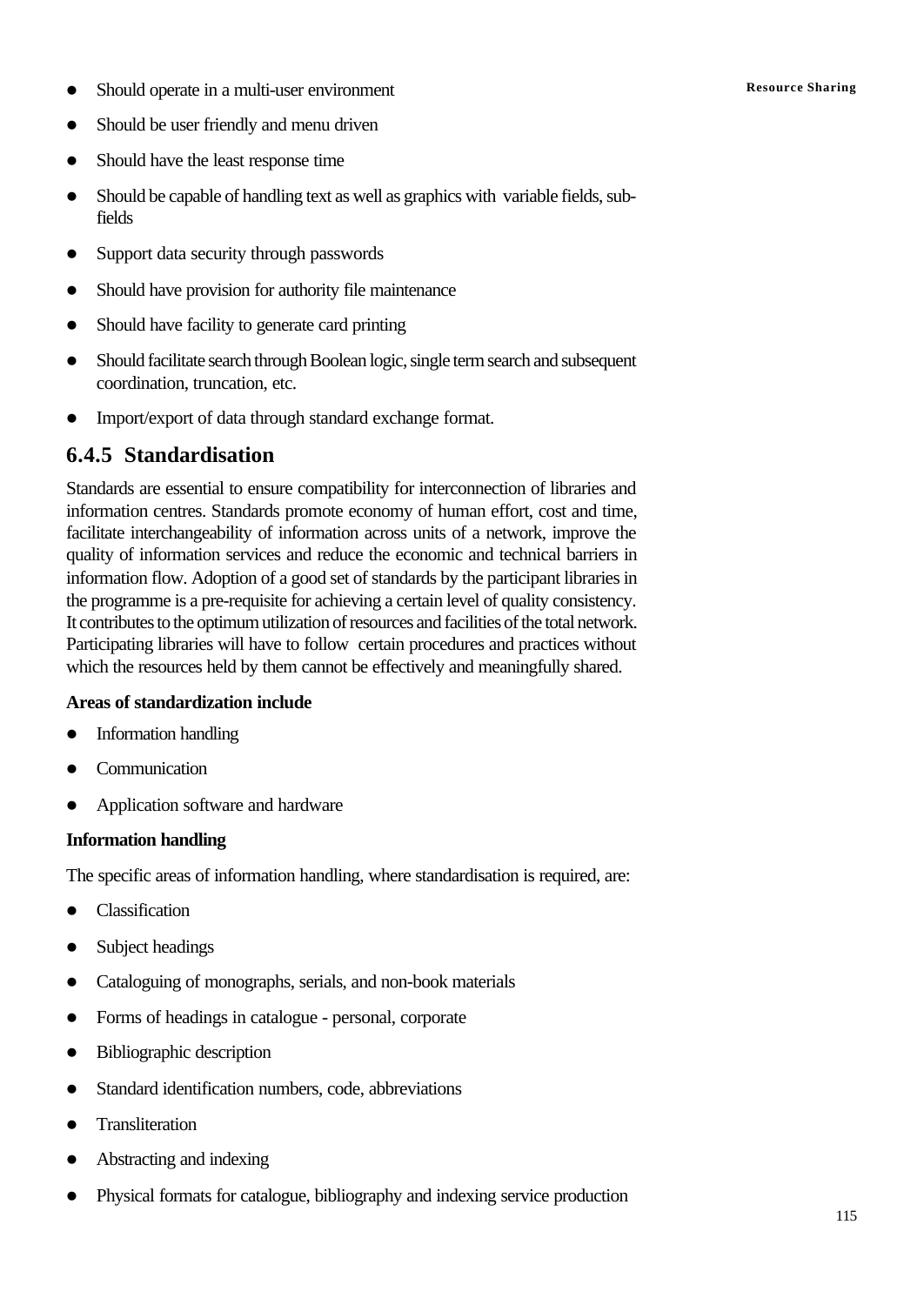- Should operate in a multi-user environment
- Should be user friendly and menu driven
- Should have the least response time
- Should be capable of handling text as well as graphics with variable fields, sub-fields
- Support data security through passwords
- Should have provision for authority file maintenance
- Should have facility to generate card printing
- Should facilitate search through Boolean logic, single term search and subsequent coordination, truncation, etc.
- Import/export of data through standard exchange format.

### 6.4.5 Standardisation

Standards are essential to ensure compatibility for interconnection of libraries and information centres. Standards promote economy of human effort, cost and time, facilitate interchangeability of information across units of a network, improve the quality of information services and reduce the economic and technical barriers in information flow. Adoption of a good set of standards by the participant libraries in the programme is a pre-requisite for achieving a certain level of quality consistency. It contributes to the optimum utilization of resources and facilities of the total network. Participating libraries will have to follow certain procedures and practices without which the resources held by them cannot be effectively and meaningfully shared.

**Areas of standardization include**

- Information handling
- Communication
- Application software and hardware

**Information handling**

The specific areas of information handling, where standardisation is required, are:

- Classification
- Subject headings
- Cataloguing of monographs, serials, and non-book materials
- Forms of headings in catalogue - personal, corporate
- Bibliographic description
- Standard identification numbers, code, abbreviations
- Transliteration
- Abstracting and indexing
- Physical formats for catalogue, bibliography and indexing service production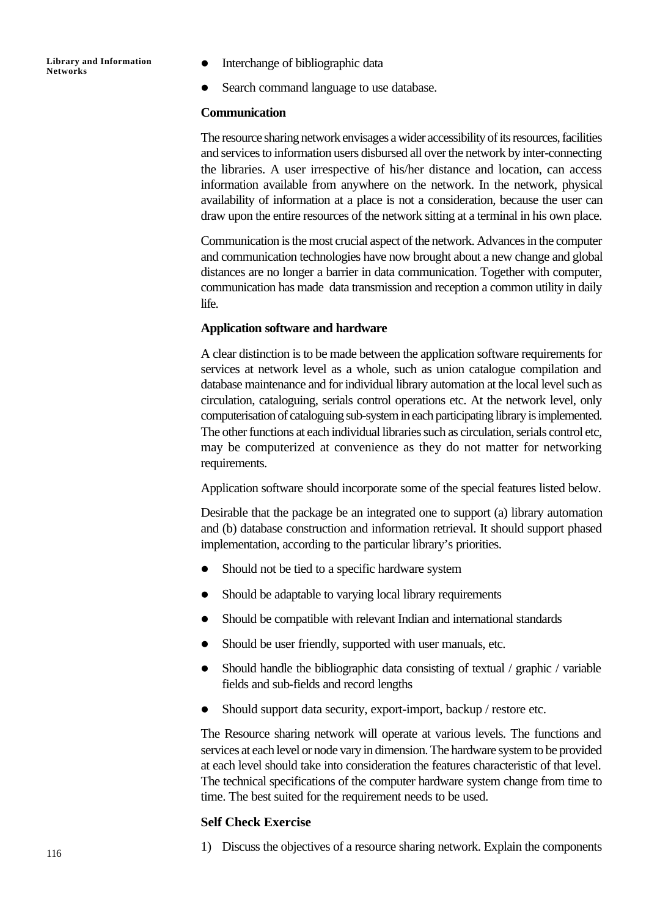- Interchange of bibliographic data
- Search command language to use database.

**Communication**

The resource sharing network envisages a wider accessibility of its resources, facilities and services to information users disbursed all over the network by inter-connecting the libraries. A user irrespective of his/her distance and location, can access information available from anywhere on the network. In the network, physical availability of information at a place is not a consideration, because the user can draw upon the entire resources of the network sitting at a terminal in his own place.

Communication is the most crucial aspect of the network. Advances in the computer and communication technologies have now brought about a new change and global distances are no longer a barrier in data communication. Together with computer, communication has made data transmission and reception a common utility in daily life.

**Application software and hardware**

A clear distinction is to be made between the application software requirements for services at network level as a whole, such as union catalogue compilation and database maintenance and for individual library automation at the local level such as circulation, cataloguing, serials control operations etc. At the network level, only computerisation of cataloguing sub-system in each participating library is implemented. The other functions at each individual libraries such as circulation, serials control etc, may be computerized at convenience as they do not matter for networking requirements.

Application software should incorporate some of the special features listed below.

Desirable that the package be an integrated one to support (a) library automation and (b) database construction and information retrieval. It should support phased implementation, according to the particular library's priorities.

- Should not be tied to a specific hardware system
- Should be adaptable to varying local library requirements
- Should be compatible with relevant Indian and international standards
- Should be user friendly, supported with user manuals, etc.
- Should handle the bibliographic data consisting of textual / graphic / variable fields and sub-fields and record lengths
- Should support data security, export-import, backup / restore etc.

The Resource sharing network will operate at various levels. The functions and services at each level or node vary in dimension. The hardware system to be provided at each level should take into consideration the features characteristic of that level. The technical specifications of the computer hardware system change from time to time. The best suited for the requirement needs to be used.

**Self Check Exercise**

1) Discuss the objectives of a resource sharing network. Explain the components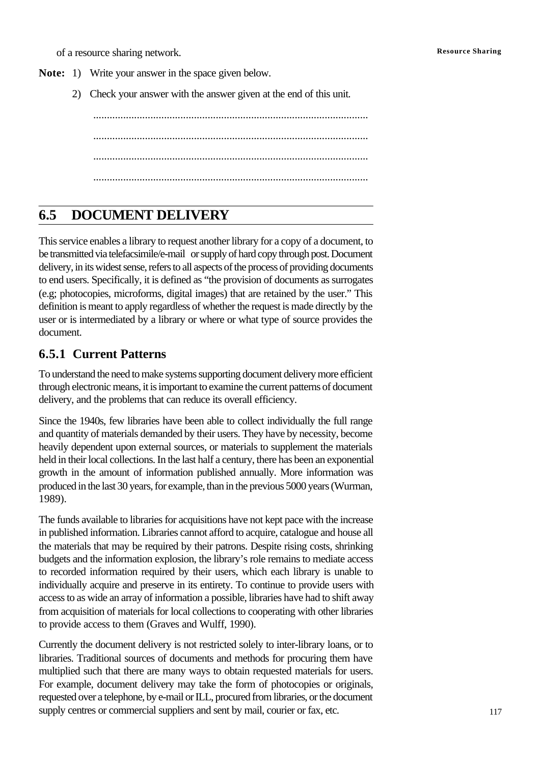of a resource sharing network.

**Note:** 1) Write your answer in the space given below.

2) Check your answer with the answer given at the end of this unit.

....................................................................................................

....................................................................................................

....................................................................................................

....................................................................................................

## 6.5 DOCUMENT DELIVERY

This service enables a library to request another library for a copy of a document, to be transmitted via telefacsimile/e-mail or supply of hard copy through post. Document delivery, in its widest sense, refers to all aspects of the process of providing documents to end users. Specifically, it is defined as "the provision of documents as surrogates (e.g; photocopies, microforms, digital images) that are retained by the user." This definition is meant to apply regardless of whether the request is made directly by the user or is intermediated by a library or where or what type of source provides the document.

### 6.5.1 Current Patterns

To understand the need to make systems supporting document delivery more efficient through electronic means, it is important to examine the current patterns of document delivery, and the problems that can reduce its overall efficiency.

Since the 1940s, few libraries have been able to collect individually the full range and quantity of materials demanded by their users. They have by necessity, become heavily dependent upon external sources, or materials to supplement the materials held in their local collections. In the last half a century, there has been an exponential growth in the amount of information published annually. More information was produced in the last 30 years, for example, than in the previous 5000 years (Wurman, 1989).

The funds available to libraries for acquisitions have not kept pace with the increase in published information. Libraries cannot afford to acquire, catalogue and house all the materials that may be required by their patrons. Despite rising costs, shrinking budgets and the information explosion, the library's role remains to mediate access to recorded information required by their users, which each library is unable to individually acquire and preserve in its entirety. To continue to provide users with access to as wide an array of information a possible, libraries have had to shift away from acquisition of materials for local collections to cooperating with other libraries to provide access to them (Graves and Wulff, 1990).

Currently the document delivery is not restricted solely to inter-library loans, or to libraries. Traditional sources of documents and methods for procuring them have multiplied such that there are many ways to obtain requested materials for users. For example, document delivery may take the form of photocopies or originals, requested over a telephone, by e-mail or ILL, procured from libraries, or the document supply centres or commercial suppliers and sent by mail, courier or fax, etc.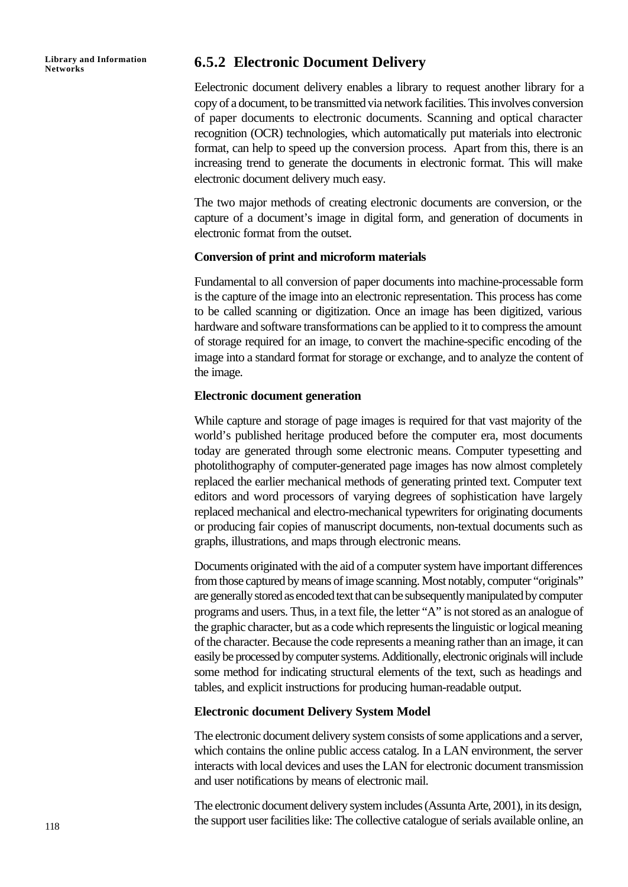### 6.5.2 Electronic Document Delivery

Eelectronic document delivery enables a library to request another library for a copy of a document, to be transmitted via network facilities. This involves conversion of paper documents to electronic documents. Scanning and optical character recognition (OCR) technologies, which automatically put materials into electronic format, can help to speed up the conversion process. Apart from this, there is an increasing trend to generate the documents in electronic format. This will make electronic document delivery much easy.

The two major methods of creating electronic documents are conversion, or the capture of a document's image in digital form, and generation of documents in electronic format from the outset.

**Conversion of print and microform materials**

Fundamental to all conversion of paper documents into machine-processable form is the capture of the image into an electronic representation. This process has come to be called scanning or digitization. Once an image has been digitized, various hardware and software transformations can be applied to it to compress the amount of storage required for an image, to convert the machine-specific encoding of the image into a standard format for storage or exchange, and to analyze the content of the image.

**Electronic document generation**

While capture and storage of page images is required for that vast majority of the world's published heritage produced before the computer era, most documents today are generated through some electronic means. Computer typesetting and photolithography of computer-generated page images has now almost completely replaced the earlier mechanical methods of generating printed text. Computer text editors and word processors of varying degrees of sophistication have largely replaced mechanical and electro-mechanical typewriters for originating documents or producing fair copies of manuscript documents, non-textual documents such as graphs, illustrations, and maps through electronic means.

Documents originated with the aid of a computer system have important differences from those captured by means of image scanning. Most notably, computer "originals" are generally stored as encoded text that can be subsequently manipulated by computer programs and users. Thus, in a text file, the letter "A" is not stored as an analogue of the graphic character, but as a code which represents the linguistic or logical meaning of the character. Because the code represents a meaning rather than an image, it can easily be processed by computer systems. Additionally, electronic originals will include some method for indicating structural elements of the text, such as headings and tables, and explicit instructions for producing human-readable output.

**Electronic document Delivery System Model**

The electronic document delivery system consists of some applications and a server, which contains the online public access catalog. In a LAN environment, the server interacts with local devices and uses the LAN for electronic document transmission and user notifications by means of electronic mail.

The electronic document delivery system includes (Assunta Arte, 2001), in its design, the support user facilities like: The collective catalogue of serials available online, an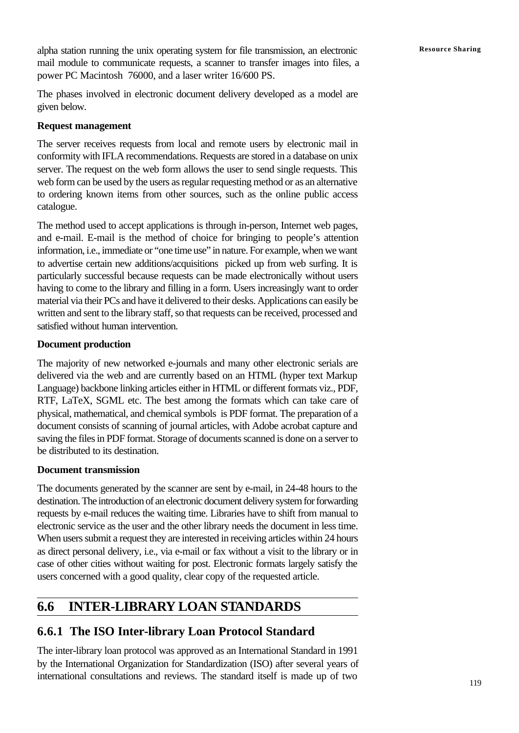alpha station running the unix operating system for file transmission, an electronic mail module to communicate requests, a scanner to transfer images into files, a power PC Macintosh 76000, and a laser writer 16/600 PS.

The phases involved in electronic document delivery developed as a model are given below.

**Request management**

The server receives requests from local and remote users by electronic mail in conformity with IFLA recommendations. Requests are stored in a database on unix server. The request on the web form allows the user to send single requests. This web form can be used by the users as regular requesting method or as an alternative to ordering known items from other sources, such as the online public access catalogue.

The method used to accept applications is through in-person, Internet web pages, and e-mail. E-mail is the method of choice for bringing to people's attention information, i.e., immediate or "one time use" in nature. For example, when we want to advertise certain new additions/acquisitions picked up from web surfing. It is particularly successful because requests can be made electronically without users having to come to the library and filling in a form. Users increasingly want to order material via their PCs and have it delivered to their desks. Applications can easily be written and sent to the library staff, so that requests can be received, processed and satisfied without human intervention.

**Document production**

The majority of new networked e-journals and many other electronic serials are delivered via the web and are currently based on an HTML (hyper text Markup Language) backbone linking articles either in HTML or different formats viz., PDF, RTF, LaTeX, SGML etc. The best among the formats which can take care of physical, mathematical, and chemical symbols is PDF format. The preparation of a document consists of scanning of journal articles, with Adobe acrobat capture and saving the files in PDF format. Storage of documents scanned is done on a server to be distributed to its destination.

**Document transmission**

The documents generated by the scanner are sent by e-mail, in 24-48 hours to the destination. The introduction of an electronic document delivery system for forwarding requests by e-mail reduces the waiting time. Libraries have to shift from manual to electronic service as the user and the other library needs the document in less time. When users submit a request they are interested in receiving articles within 24 hours as direct personal delivery, i.e., via e-mail or fax without a visit to the library or in case of other cities without waiting for post. Electronic formats largely satisfy the users concerned with a good quality, clear copy of the requested article.

## 6.6 INTER-LIBRARY LOAN STANDARDS

### 6.6.1 The ISO Inter-library Loan Protocol Standard

The inter-library loan protocol was approved as an International Standard in 1991 by the International Organization for Standardization (ISO) after several years of international consultations and reviews. The standard itself is made up of two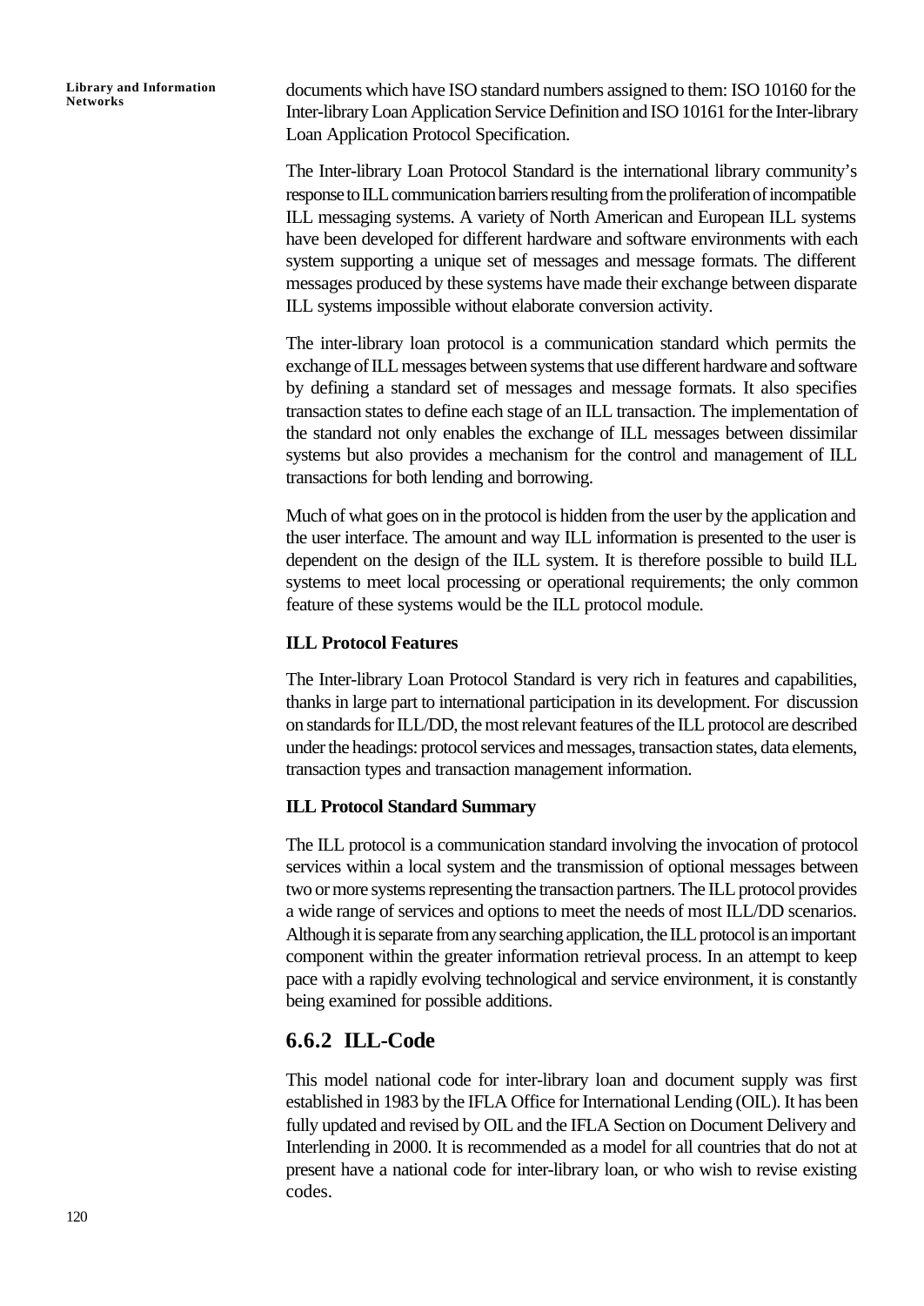documents which have ISO standard numbers assigned to them: ISO 10160 for the Inter-library Loan Application Service Definition and ISO 10161 for the Inter-library Loan Application Protocol Specification.

The Inter-library Loan Protocol Standard is the international library community's response to ILL communication barriers resulting from the proliferation of incompatible ILL messaging systems. A variety of North American and European ILL systems have been developed for different hardware and software environments with each system supporting a unique set of messages and message formats. The different messages produced by these systems have made their exchange between disparate ILL systems impossible without elaborate conversion activity.

The inter-library loan protocol is a communication standard which permits the exchange of ILL messages between systems that use different hardware and software by defining a standard set of messages and message formats. It also specifies transaction states to define each stage of an ILL transaction. The implementation of the standard not only enables the exchange of ILL messages between dissimilar systems but also provides a mechanism for the control and management of ILL transactions for both lending and borrowing.

Much of what goes on in the protocol is hidden from the user by the application and the user interface. The amount and way ILL information is presented to the user is dependent on the design of the ILL system. It is therefore possible to build ILL systems to meet local processing or operational requirements; the only common feature of these systems would be the ILL protocol module.

**ILL Protocol Features**

The Inter-library Loan Protocol Standard is very rich in features and capabilities, thanks in large part to international participation in its development. For discussion on standards for ILL/DD, the most relevant features of the ILL protocol are described under the headings: protocol services and messages, transaction states, data elements, transaction types and transaction management information.

**ILL Protocol Standard Summary**

The ILL protocol is a communication standard involving the invocation of protocol services within a local system and the transmission of optional messages between two or more systems representing the transaction partners. The ILL protocol provides a wide range of services and options to meet the needs of most ILL/DD scenarios. Although it is separate from any searching application, the ILL protocol is an important component within the greater information retrieval process. In an attempt to keep pace with a rapidly evolving technological and service environment, it is constantly being examined for possible additions.

## 6.6.2 ILL-Code

This model national code for inter-library loan and document supply was first established in 1983 by the IFLA Office for International Lending (OIL). It has been fully updated and revised by OIL and the IFLA Section on Document Delivery and Interlending in 2000. It is recommended as a model for all countries that do not at present have a national code for inter-library loan, or who wish to revise existing codes.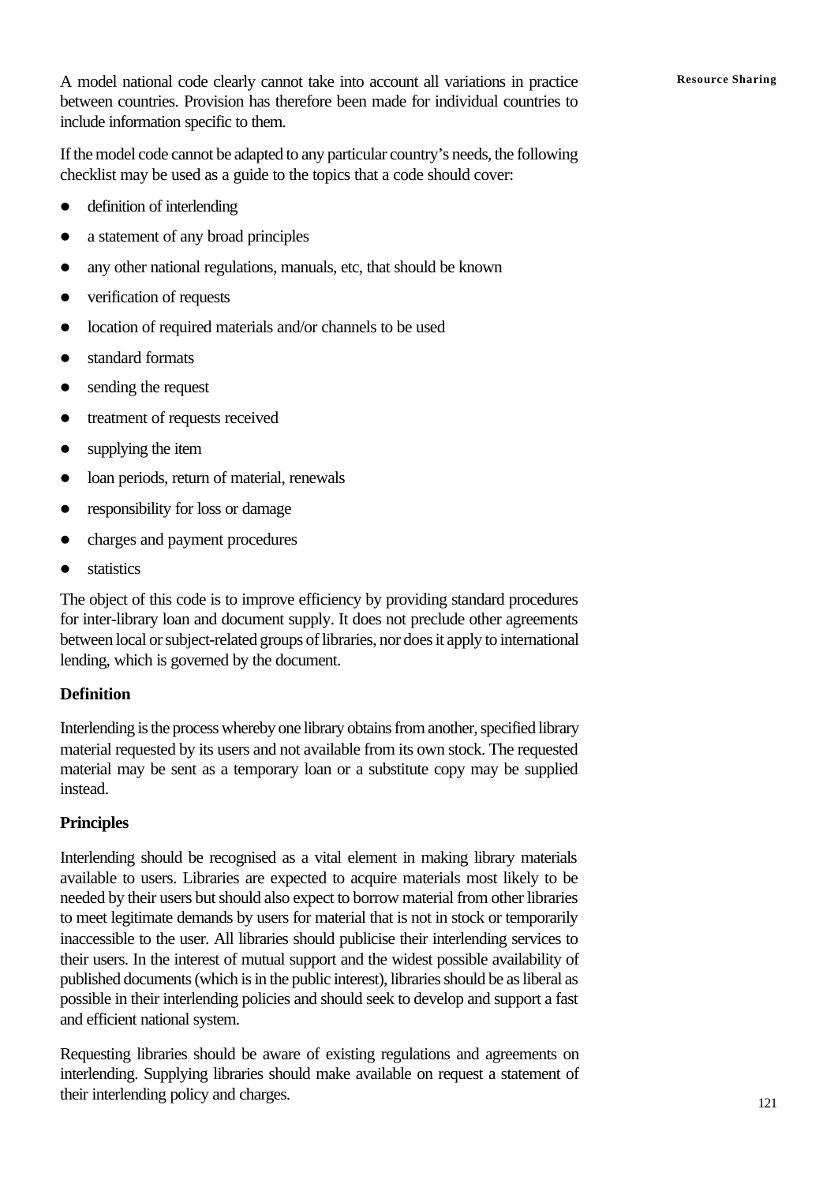A model national code clearly cannot take into account all variations in practice between countries. Provision has therefore been made for individual countries to include information specific to them.

If the model code cannot be adapted to any particular country's needs, the following checklist may be used as a guide to the topics that a code should cover:

- definition of interlending
- a statement of any broad principles
- any other national regulations, manuals, etc, that should be known
- verification of requests
- location of required materials and/or channels to be used
- standard formats
- sending the request
- treatment of requests received
- supplying the item
- loan periods, return of material, renewals
- responsibility for loss or damage
- charges and payment procedures
- statistics

The object of this code is to improve efficiency by providing standard procedures for inter-library loan and document supply. It does not preclude other agreements between local or subject-related groups of libraries, nor does it apply to international lending, which is governed by the document.

**Definition**

Interlending is the process whereby one library obtains from another, specified library material requested by its users and not available from its own stock. The requested material may be sent as a temporary loan or a substitute copy may be supplied instead.

**Principles**

Interlending should be recognised as a vital element in making library materials available to users. Libraries are expected to acquire materials most likely to be needed by their users but should also expect to borrow material from other libraries to meet legitimate demands by users for material that is not in stock or temporarily inaccessible to the user. All libraries should publicise their interlending services to their users. In the interest of mutual support and the widest possible availability of published documents (which is in the public interest), libraries should be as liberal as possible in their interlending policies and should seek to develop and support a fast and efficient national system.

Requesting libraries should be aware of existing regulations and agreements on interlending. Supplying libraries should make available on request a statement of their interlending policy and charges.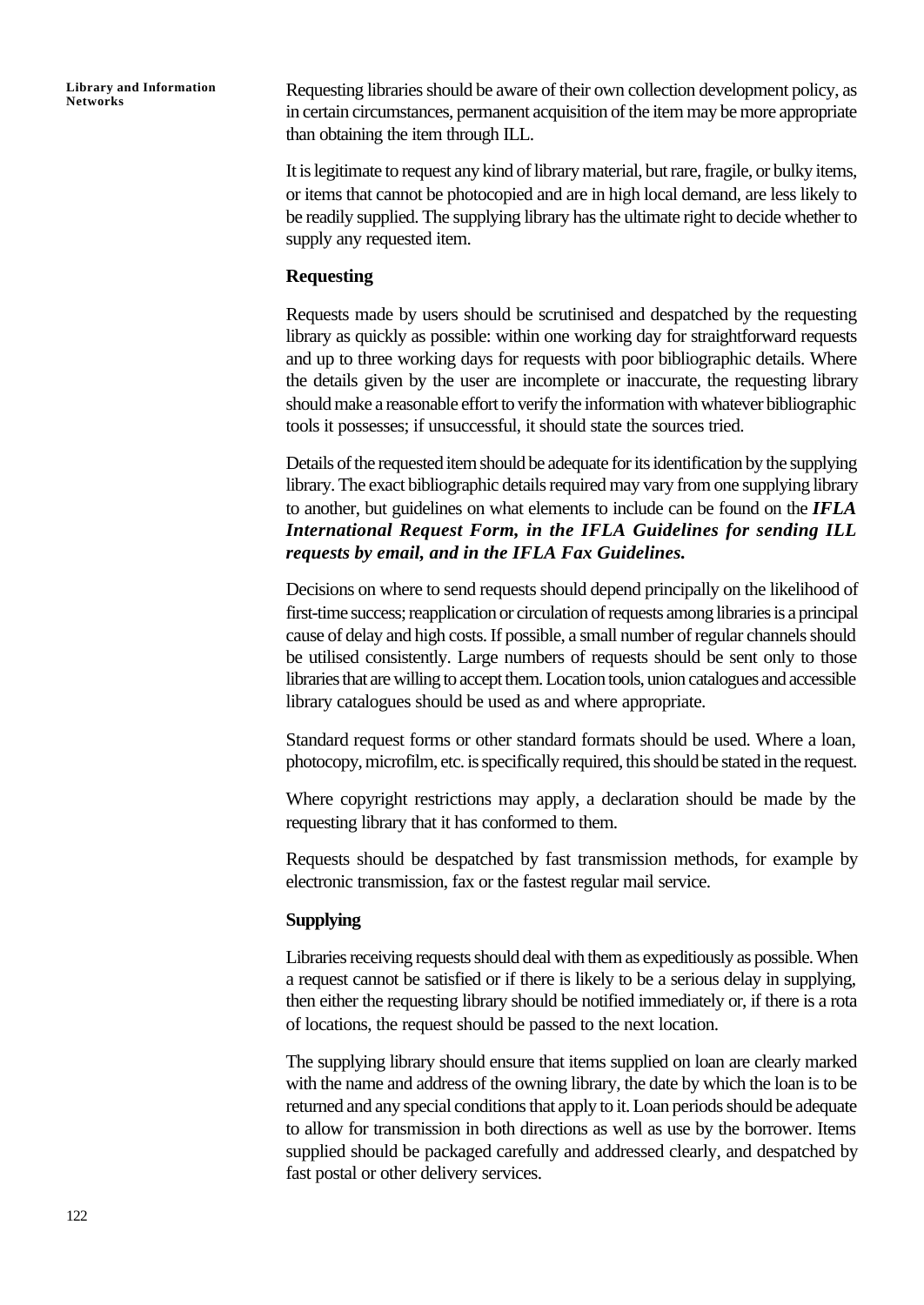Requesting libraries should be aware of their own collection development policy, as in certain circumstances, permanent acquisition of the item may be more appropriate than obtaining the item through ILL.

It is legitimate to request any kind of library material, but rare, fragile, or bulky items, or items that cannot be photocopied and are in high local demand, are less likely to be readily supplied. The supplying library has the ultimate right to decide whether to supply any requested item.

**Requesting**

Requests made by users should be scrutinised and despatched by the requesting library as quickly as possible: within one working day for straightforward requests and up to three working days for requests with poor bibliographic details. Where the details given by the user are incomplete or inaccurate, the requesting library should make a reasonable effort to verify the information with whatever bibliographic tools it possesses; if unsuccessful, it should state the sources tried.

Details of the requested item should be adequate for its identification by the supplying library. The exact bibliographic details required may vary from one supplying library to another, but guidelines on what elements to include can be found on the ***IFLA International Request Form, in the IFLA Guidelines for sending ILL requests by email, and in the IFLA Fax Guidelines.***

Decisions on where to send requests should depend principally on the likelihood of first-time success; reapplication or circulation of requests among libraries is a principal cause of delay and high costs. If possible, a small number of regular channels should be utilised consistently. Large numbers of requests should be sent only to those libraries that are willing to accept them. Location tools, union catalogues and accessible library catalogues should be used as and where appropriate.

Standard request forms or other standard formats should be used. Where a loan, photocopy, microfilm, etc. is specifically required, this should be stated in the request.

Where copyright restrictions may apply, a declaration should be made by the requesting library that it has conformed to them.

Requests should be despatched by fast transmission methods, for example by electronic transmission, fax or the fastest regular mail service.

**Supplying**

Libraries receiving requests should deal with them as expeditiously as possible. When a request cannot be satisfied or if there is likely to be a serious delay in supplying, then either the requesting library should be notified immediately or, if there is a rota of locations, the request should be passed to the next location.

The supplying library should ensure that items supplied on loan are clearly marked with the name and address of the owning library, the date by which the loan is to be returned and any special conditions that apply to it. Loan periods should be adequate to allow for transmission in both directions as well as use by the borrower. Items supplied should be packaged carefully and addressed clearly, and despatched by fast postal or other delivery services.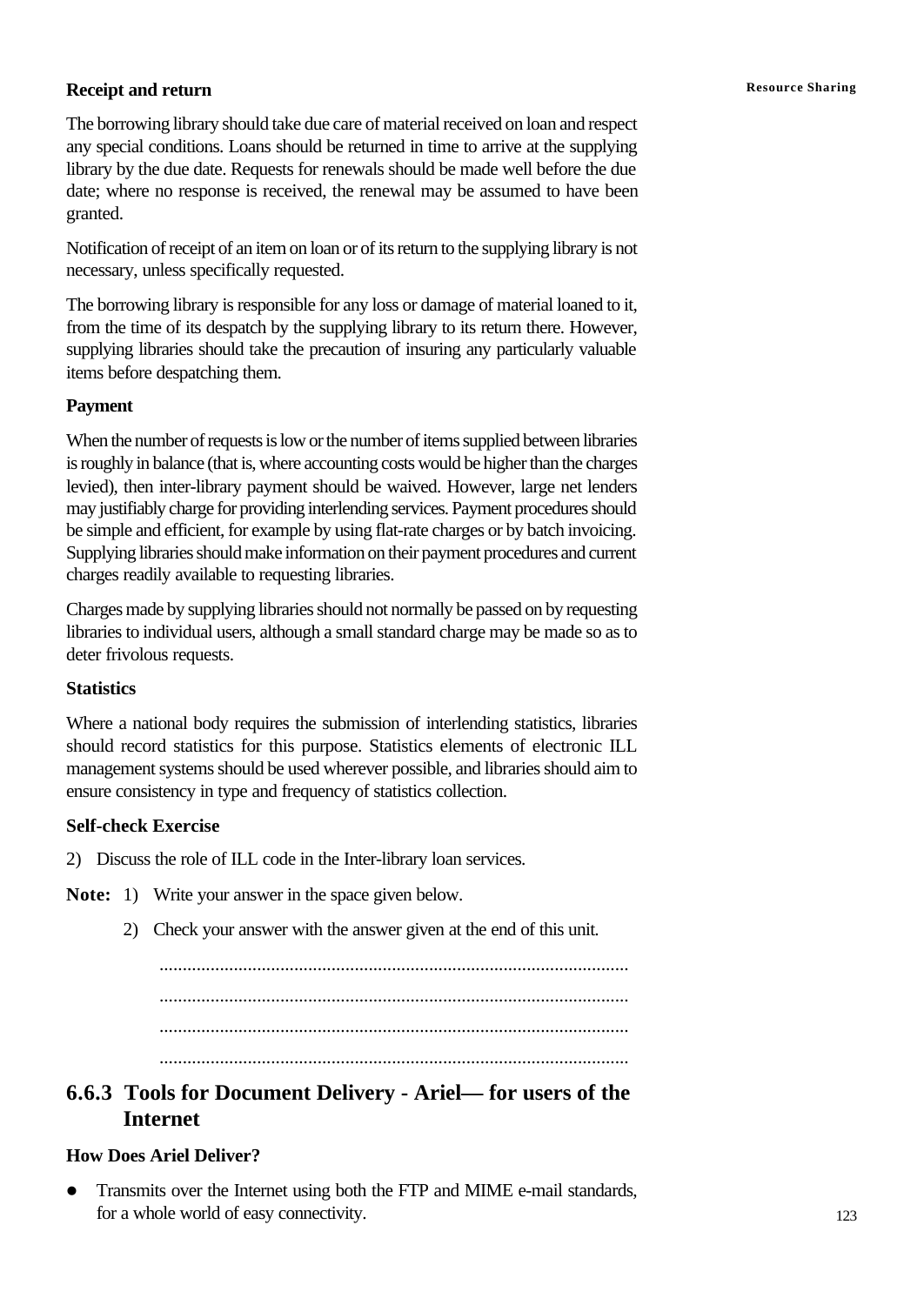**Receipt and return**

The borrowing library should take due care of material received on loan and respect any special conditions. Loans should be returned in time to arrive at the supplying library by the due date. Requests for renewals should be made well before the due date; where no response is received, the renewal may be assumed to have been granted.

Notification of receipt of an item on loan or of its return to the supplying library is not necessary, unless specifically requested.

The borrowing library is responsible for any loss or damage of material loaned to it, from the time of its despatch by the supplying library to its return there. However, supplying libraries should take the precaution of insuring any particularly valuable items before despatching them.

**Payment**

When the number of requests is low or the number of items supplied between libraries is roughly in balance (that is, where accounting costs would be higher than the charges levied), then inter-library payment should be waived. However, large net lenders may justifiably charge for providing interlending services. Payment procedures should be simple and efficient, for example by using flat-rate charges or by batch invoicing. Supplying libraries should make information on their payment procedures and current charges readily available to requesting libraries.

Charges made by supplying libraries should not normally be passed on by requesting libraries to individual users, although a small standard charge may be made so as to deter frivolous requests.

**Statistics**

Where a national body requires the submission of interlending statistics, libraries should record statistics for this purpose. Statistics elements of electronic ILL management systems should be used wherever possible, and libraries should aim to ensure consistency in type and frequency of statistics collection.

**Self-check Exercise**

2) Discuss the role of ILL code in the Inter-library loan services.

**Note:** 1) Write your answer in the space given below.

2) Check your answer with the answer given at the end of this unit.

....................................................................................................

....................................................................................................

....................................................................................................

....................................................................................................

## 6.6.3 Tools for Document Delivery - Ariel— for users of the Internet

**How Does Ariel Deliver?**

- Transmits over the Internet using both the FTP and MIME e-mail standards, for a whole world of easy connectivity.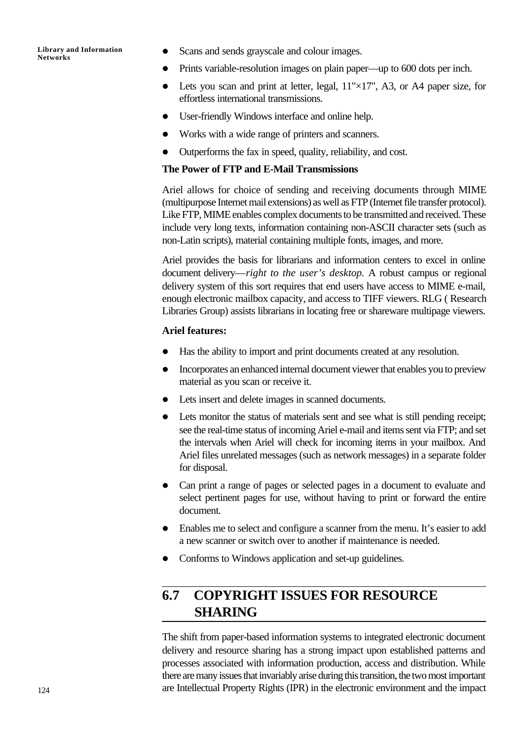- Scans and sends grayscale and colour images.
- Prints variable-resolution images on plain paper—up to 600 dots per inch.
- Lets you scan and print at letter, legal, 11"×17", A3, or A4 paper size, for effortless international transmissions.
- User-friendly Windows interface and online help.
- Works with a wide range of printers and scanners.
- Outperforms the fax in speed, quality, reliability, and cost.

**The Power of FTP and E-Mail Transmissions**

Ariel allows for choice of sending and receiving documents through MIME (multipurpose Internet mail extensions) as well as FTP (Internet file transfer protocol). Like FTP, MIME enables complex documents to be transmitted and received. These include very long texts, information containing non-ASCII character sets (such as non-Latin scripts), material containing multiple fonts, images, and more.

Ariel provides the basis for librarians and information centers to excel in online document delivery—*right to the user's desktop*. A robust campus or regional delivery system of this sort requires that end users have access to MIME e-mail, enough electronic mailbox capacity, and access to TIFF viewers. RLG ( Research Libraries Group) assists librarians in locating free or shareware multipage viewers.

**Ariel features:**

- Has the ability to import and print documents created at any resolution.
- Incorporates an enhanced internal document viewer that enables you to preview material as you scan or receive it.
- Lets insert and delete images in scanned documents.
- Lets monitor the status of materials sent and see what is still pending receipt; see the real-time status of incoming Ariel e-mail and items sent via FTP; and set the intervals when Ariel will check for incoming items in your mailbox. And Ariel files unrelated messages (such as network messages) in a separate folder for disposal.
- Can print a range of pages or selected pages in a document to evaluate and select pertinent pages for use, without having to print or forward the entire document.
- Enables me to select and configure a scanner from the menu. It's easier to add a new scanner or switch over to another if maintenance is needed.
- Conforms to Windows application and set-up guidelines.

## 6.7 COPYRIGHT ISSUES FOR RESOURCE SHARING

The shift from paper-based information systems to integrated electronic document delivery and resource sharing has a strong impact upon established patterns and processes associated with information production, access and distribution. While there are many issues that invariably arise during this transition, the two most important are Intellectual Property Rights (IPR) in the electronic environment and the impact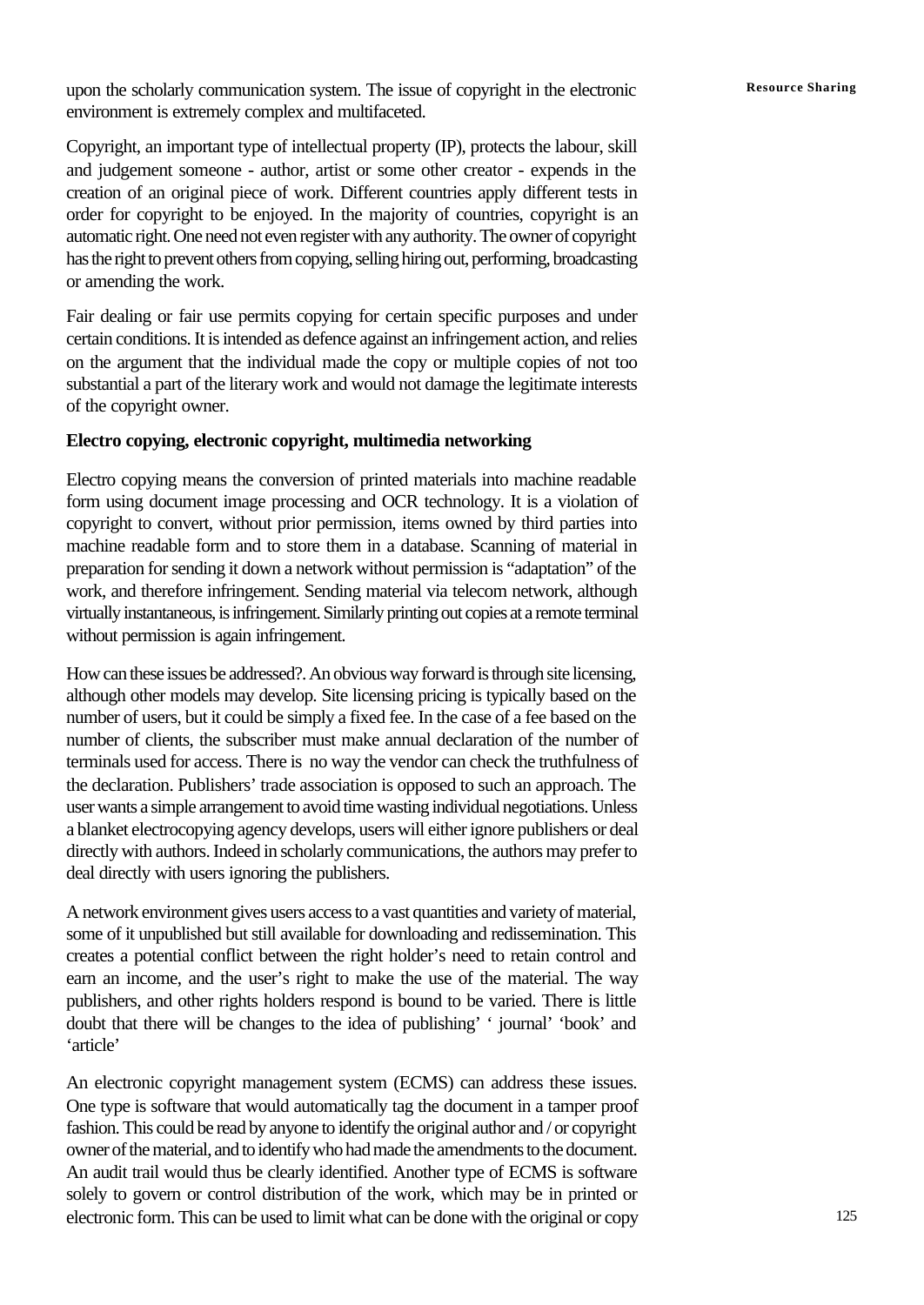upon the scholarly communication system. The issue of copyright in the electronic environment is extremely complex and multifaceted.

Copyright, an important type of intellectual property (IP), protects the labour, skill and judgement someone - author, artist or some other creator - expends in the creation of an original piece of work. Different countries apply different tests in order for copyright to be enjoyed. In the majority of countries, copyright is an automatic right. One need not even register with any authority. The owner of copyright has the right to prevent others from copying, selling hiring out, performing, broadcasting or amending the work.

Fair dealing or fair use permits copying for certain specific purposes and under certain conditions. It is intended as defence against an infringement action, and relies on the argument that the individual made the copy or multiple copies of not too substantial a part of the literary work and would not damage the legitimate interests of the copyright owner.

**Electro copying, electronic copyright, multimedia networking**

Electro copying means the conversion of printed materials into machine readable form using document image processing and OCR technology. It is a violation of copyright to convert, without prior permission, items owned by third parties into machine readable form and to store them in a database. Scanning of material in preparation for sending it down a network without permission is "adaptation" of the work, and therefore infringement. Sending material via telecom network, although virtually instantaneous, is infringement. Similarly printing out copies at a remote terminal without permission is again infringement.

How can these issues be addressed?. An obvious way forward is through site licensing, although other models may develop. Site licensing pricing is typically based on the number of users, but it could be simply a fixed fee. In the case of a fee based on the number of clients, the subscriber must make annual declaration of the number of terminals used for access. There is no way the vendor can check the truthfulness of the declaration. Publishers' trade association is opposed to such an approach. The user wants a simple arrangement to avoid time wasting individual negotiations. Unless a blanket electrocopying agency develops, users will either ignore publishers or deal directly with authors. Indeed in scholarly communications, the authors may prefer to deal directly with users ignoring the publishers.

A network environment gives users access to a vast quantities and variety of material, some of it unpublished but still available for downloading and redissemination. This creates a potential conflict between the right holder's need to retain control and earn an income, and the user's right to make the use of the material. The way publishers, and other rights holders respond is bound to be varied. There is little doubt that there will be changes to the idea of publishing' ' journal' 'book' and 'article'

An electronic copyright management system (ECMS) can address these issues. One type is software that would automatically tag the document in a tamper proof fashion. This could be read by anyone to identify the original author and / or copyright owner of the material, and to identify who had made the amendments to the document. An audit trail would thus be clearly identified. Another type of ECMS is software solely to govern or control distribution of the work, which may be in printed or electronic form. This can be used to limit what can be done with the original or copy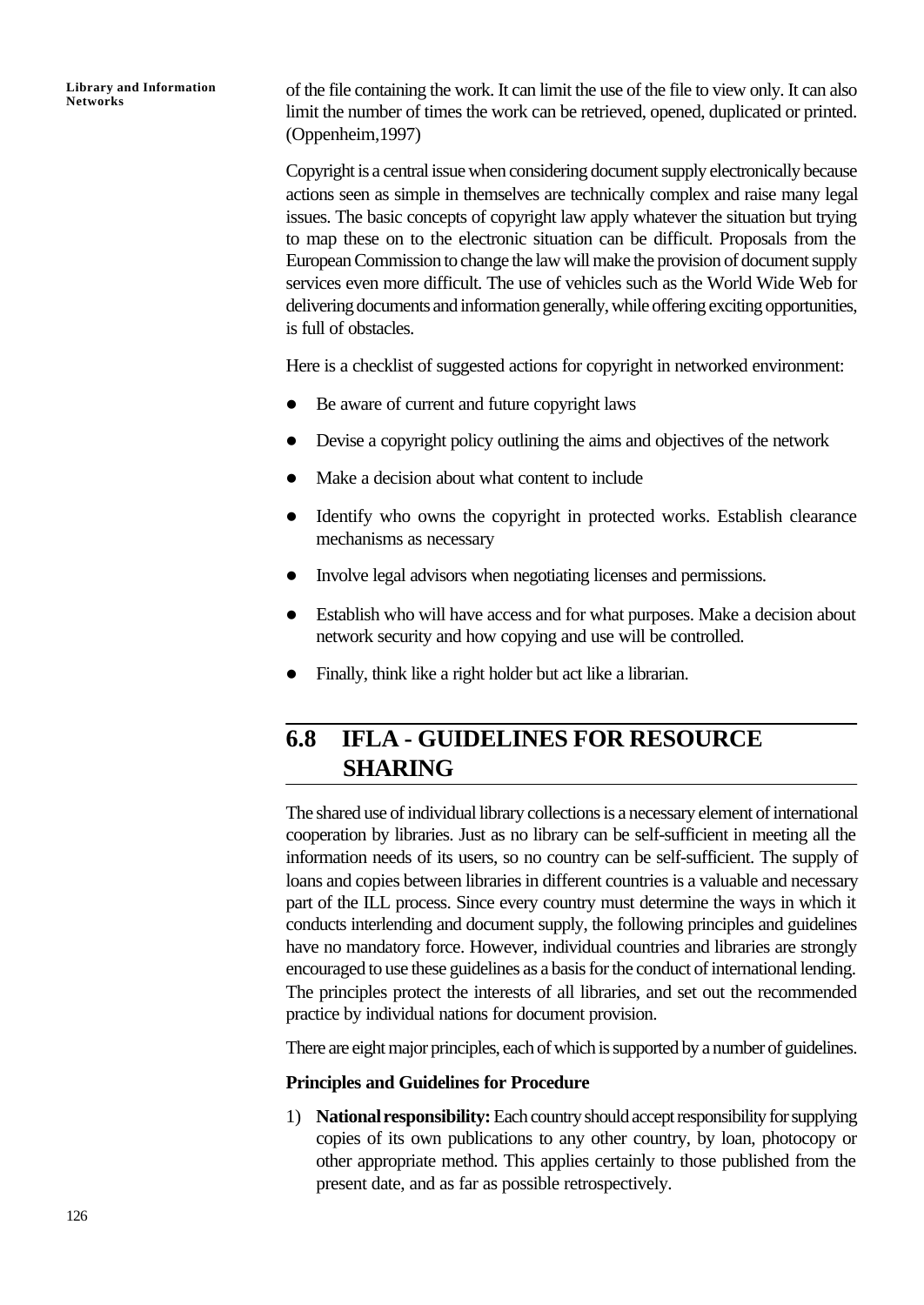of the file containing the work. It can limit the use of the file to view only. It can also limit the number of times the work can be retrieved, opened, duplicated or printed. (Oppenheim,1997)

Copyright is a central issue when considering document supply electronically because actions seen as simple in themselves are technically complex and raise many legal issues. The basic concepts of copyright law apply whatever the situation but trying to map these on to the electronic situation can be difficult. Proposals from the European Commission to change the law will make the provision of document supply services even more difficult. The use of vehicles such as the World Wide Web for delivering documents and information generally, while offering exciting opportunities, is full of obstacles.

Here is a checklist of suggested actions for copyright in networked environment:

- Be aware of current and future copyright laws
- Devise a copyright policy outlining the aims and objectives of the network
- Make a decision about what content to include
- Identify who owns the copyright in protected works. Establish clearance mechanisms as necessary
- Involve legal advisors when negotiating licenses and permissions.
- Establish who will have access and for what purposes. Make a decision about network security and how copying and use will be controlled.
- Finally, think like a right holder but act like a librarian.

## 6.8 IFLA - GUIDELINES FOR RESOURCE SHARING

The shared use of individual library collections is a necessary element of international cooperation by libraries. Just as no library can be self-sufficient in meeting all the information needs of its users, so no country can be self-sufficient. The supply of loans and copies between libraries in different countries is a valuable and necessary part of the ILL process. Since every country must determine the ways in which it conducts interlending and document supply, the following principles and guidelines have no mandatory force. However, individual countries and libraries are strongly encouraged to use these guidelines as a basis for the conduct of international lending. The principles protect the interests of all libraries, and set out the recommended practice by individual nations for document provision.

There are eight major principles, each of which is supported by a number of guidelines.

**Principles and Guidelines for Procedure**

1) **National responsibility:** Each country should accept responsibility for supplying copies of its own publications to any other country, by loan, photocopy or other appropriate method. This applies certainly to those published from the present date, and as far as possible retrospectively.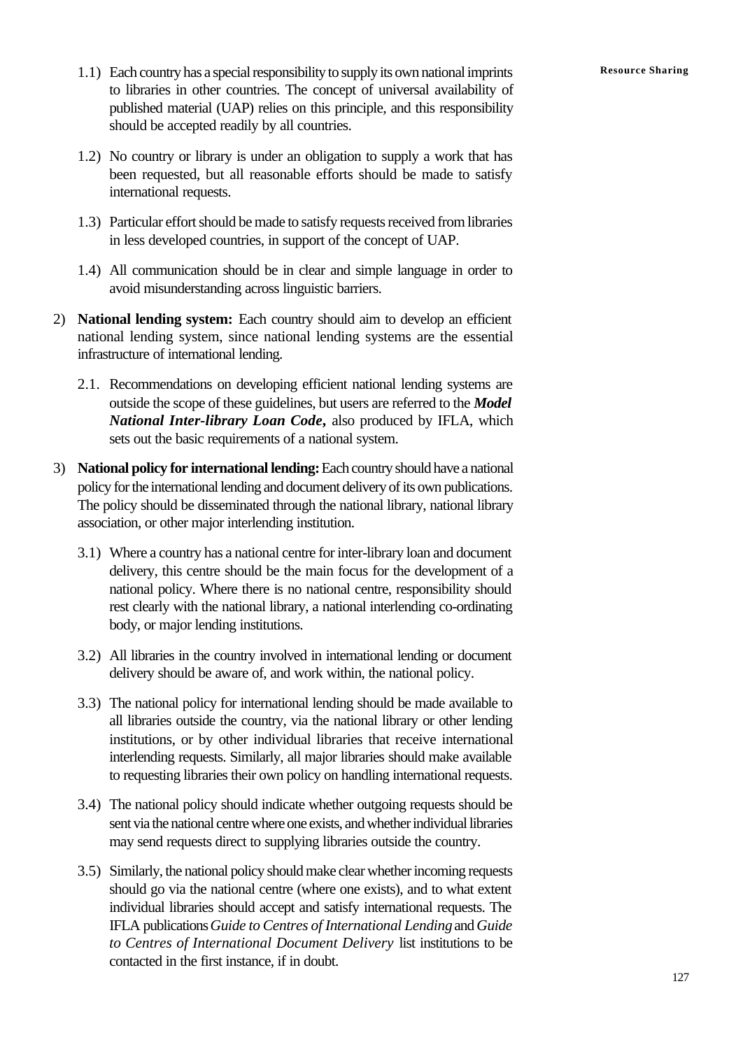1.1) Each country has a special responsibility to supply its own national imprints to libraries in other countries. The concept of universal availability of published material (UAP) relies on this principle, and this responsibility should be accepted readily by all countries.

1.2) No country or library is under an obligation to supply a work that has been requested, but all reasonable efforts should be made to satisfy international requests.

1.3) Particular effort should be made to satisfy requests received from libraries in less developed countries, in support of the concept of UAP.

1.4) All communication should be in clear and simple language in order to avoid misunderstanding across linguistic barriers.

2) **National lending system:** Each country should aim to develop an efficient national lending system, since national lending systems are the essential infrastructure of international lending.

2.1. Recommendations on developing efficient national lending systems are outside the scope of these guidelines, but users are referred to the ***Model National Inter-library Loan Code***, also produced by IFLA, which sets out the basic requirements of a national system.

3) **National policy for international lending:** Each country should have a national policy for the international lending and document delivery of its own publications. The policy should be disseminated through the national library, national library association, or other major interlending institution.

3.1) Where a country has a national centre for inter-library loan and document delivery, this centre should be the main focus for the development of a national policy. Where there is no national centre, responsibility should rest clearly with the national library, a national interlending co-ordinating body, or major lending institutions.

3.2) All libraries in the country involved in international lending or document delivery should be aware of, and work within, the national policy.

3.3) The national policy for international lending should be made available to all libraries outside the country, via the national library or other lending institutions, or by other individual libraries that receive international interlending requests. Similarly, all major libraries should make available to requesting libraries their own policy on handling international requests.

3.4) The national policy should indicate whether outgoing requests should be sent via the national centre where one exists, and whether individual libraries may send requests direct to supplying libraries outside the country.

3.5) Similarly, the national policy should make clear whether incoming requests should go via the national centre (where one exists), and to what extent individual libraries should accept and satisfy international requests. The IFLA publications *Guide to Centres of International Lending* and *Guide to Centres of International Document Delivery* list institutions to be contacted in the first instance, if in doubt.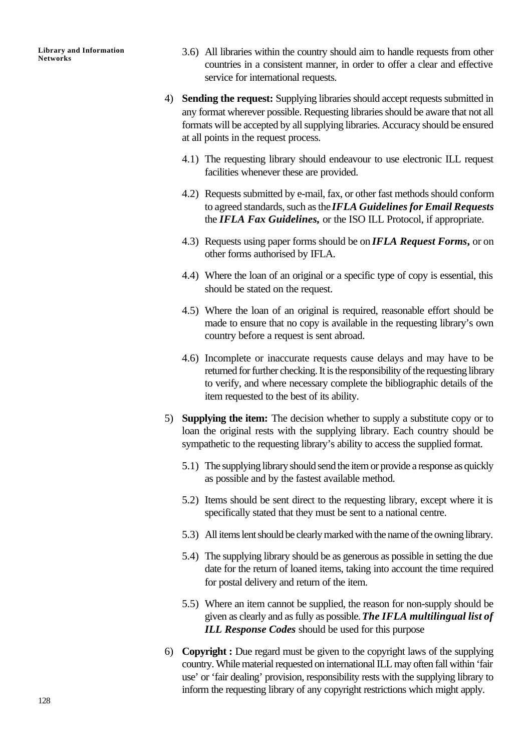3.6) All libraries within the country should aim to handle requests from other countries in a consistent manner, in order to offer a clear and effective service for international requests.

4) **Sending the request:** Supplying libraries should accept requests submitted in any format wherever possible. Requesting libraries should be aware that not all formats will be accepted by all supplying libraries. Accuracy should be ensured at all points in the request process.

   4.1) The requesting library should endeavour to use electronic ILL request facilities whenever these are provided.

   4.2) Requests submitted by e-mail, fax, or other fast methods should conform to agreed standards, such as the ***IFLA Guidelines for Email Requests*** the ***IFLA Fax Guidelines,*** or the ISO ILL Protocol, if appropriate.

   4.3) Requests using paper forms should be on ***IFLA Request Forms*****,** or on other forms authorised by IFLA.

   4.4) Where the loan of an original or a specific type of copy is essential, this should be stated on the request.

   4.5) Where the loan of an original is required, reasonable effort should be made to ensure that no copy is available in the requesting library's own country before a request is sent abroad.

   4.6) Incomplete or inaccurate requests cause delays and may have to be returned for further checking. It is the responsibility of the requesting library to verify, and where necessary complete the bibliographic details of the item requested to the best of its ability.

5) **Supplying the item:** The decision whether to supply a substitute copy or to loan the original rests with the supplying library. Each country should be sympathetic to the requesting library's ability to access the supplied format.

   5.1) The supplying library should send the item or provide a response as quickly as possible and by the fastest available method.

   5.2) Items should be sent direct to the requesting library, except where it is specifically stated that they must be sent to a national centre.

   5.3) All items lent should be clearly marked with the name of the owning library.

   5.4) The supplying library should be as generous as possible in setting the due date for the return of loaned items, taking into account the time required for postal delivery and return of the item.

   5.5) Where an item cannot be supplied, the reason for non-supply should be given as clearly and as fully as possible. ***The IFLA multilingual list of ILL Response Codes*** should be used for this purpose

6) **Copyright :** Due regard must be given to the copyright laws of the supplying country. While material requested on international ILL may often fall within 'fair use' or 'fair dealing' provision, responsibility rests with the supplying library to inform the requesting library of any copyright restrictions which might apply.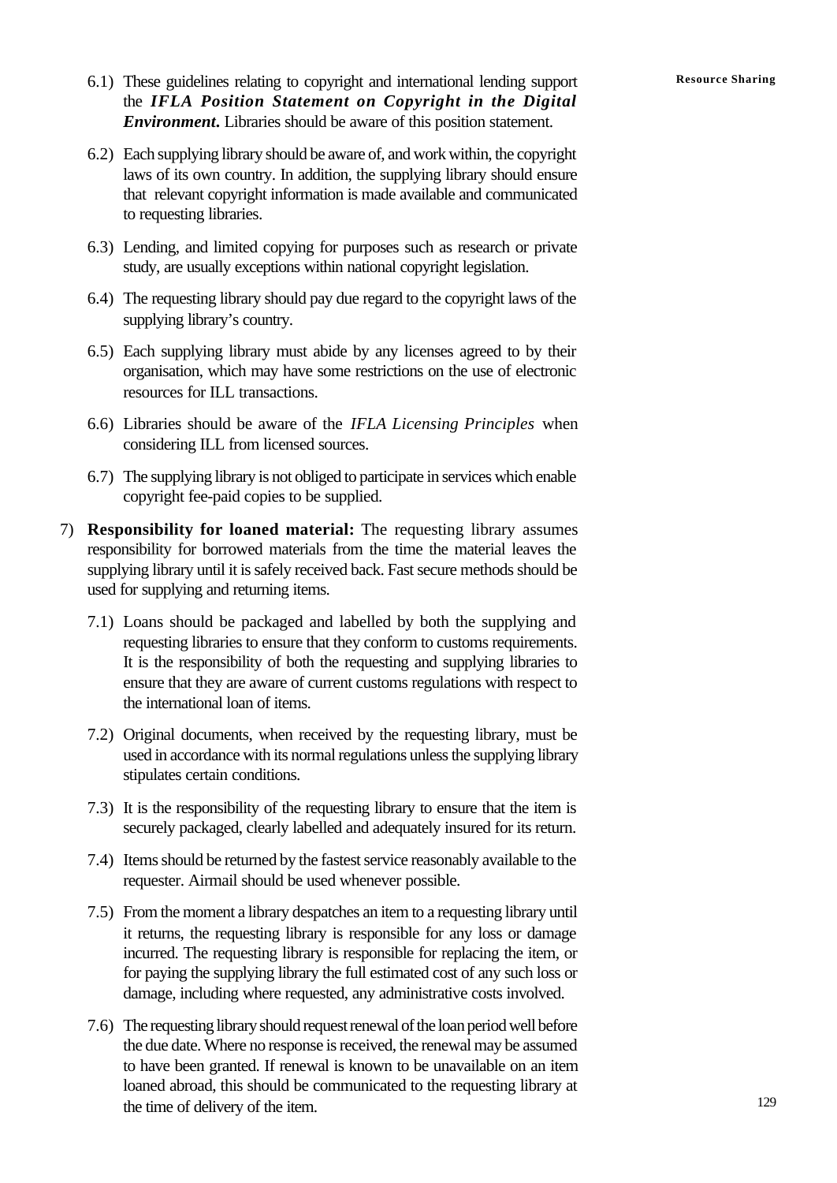6.1) These guidelines relating to copyright and international lending support the ***IFLA Position Statement on Copyright in the Digital Environment***. Libraries should be aware of this position statement.

6.2) Each supplying library should be aware of, and work within, the copyright laws of its own country. In addition, the supplying library should ensure that relevant copyright information is made available and communicated to requesting libraries.

6.3) Lending, and limited copying for purposes such as research or private study, are usually exceptions within national copyright legislation.

6.4) The requesting library should pay due regard to the copyright laws of the supplying library's country.

6.5) Each supplying library must abide by any licenses agreed to by their organisation, which may have some restrictions on the use of electronic resources for ILL transactions.

6.6) Libraries should be aware of the *IFLA Licensing Principles* when considering ILL from licensed sources.

6.7) The supplying library is not obliged to participate in services which enable copyright fee-paid copies to be supplied.

7) **Responsibility for loaned material:** The requesting library assumes responsibility for borrowed materials from the time the material leaves the supplying library until it is safely received back. Fast secure methods should be used for supplying and returning items.

7.1) Loans should be packaged and labelled by both the supplying and requesting libraries to ensure that they conform to customs requirements. It is the responsibility of both the requesting and supplying libraries to ensure that they are aware of current customs regulations with respect to the international loan of items.

7.2) Original documents, when received by the requesting library, must be used in accordance with its normal regulations unless the supplying library stipulates certain conditions.

7.3) It is the responsibility of the requesting library to ensure that the item is securely packaged, clearly labelled and adequately insured for its return.

7.4) Items should be returned by the fastest service reasonably available to the requester. Airmail should be used whenever possible.

7.5) From the moment a library despatches an item to a requesting library until it returns, the requesting library is responsible for any loss or damage incurred. The requesting library is responsible for replacing the item, or for paying the supplying library the full estimated cost of any such loss or damage, including where requested, any administrative costs involved.

7.6) The requesting library should request renewal of the loan period well before the due date. Where no response is received, the renewal may be assumed to have been granted. If renewal is known to be unavailable on an item loaned abroad, this should be communicated to the requesting library at the time of delivery of the item.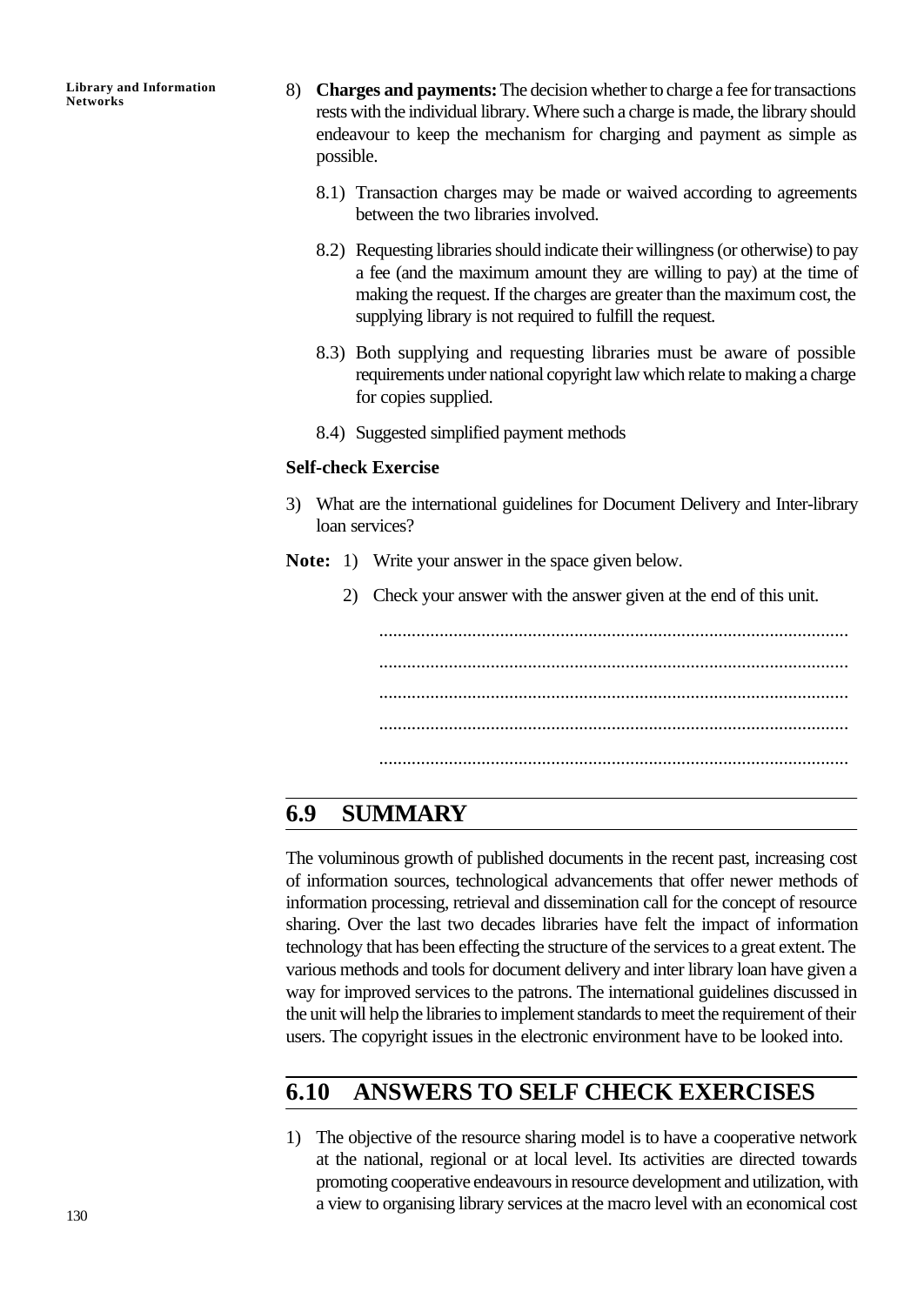8) **Charges and payments:** The decision whether to charge a fee for transactions rests with the individual library. Where such a charge is made, the library should endeavour to keep the mechanism for charging and payment as simple as possible.

   8.1) Transaction charges may be made or waived according to agreements between the two libraries involved.

   8.2) Requesting libraries should indicate their willingness (or otherwise) to pay a fee (and the maximum amount they are willing to pay) at the time of making the request. If the charges are greater than the maximum cost, the supplying library is not required to fulfill the request.

   8.3) Both supplying and requesting libraries must be aware of possible requirements under national copyright law which relate to making a charge for copies supplied.

   8.4) Suggested simplified payment methods

**Self-check Exercise**

3) What are the international guidelines for Document Delivery and Inter-library loan services?

**Note:** 1) Write your answer in the space given below.

2) Check your answer with the answer given at the end of this unit.

....................................................................................................

....................................................................................................

....................................................................................................

....................................................................................................

....................................................................................................

## 6.9 SUMMARY

The voluminous growth of published documents in the recent past, increasing cost of information sources, technological advancements that offer newer methods of information processing, retrieval and dissemination call for the concept of resource sharing. Over the last two decades libraries have felt the impact of information technology that has been effecting the structure of the services to a great extent. The various methods and tools for document delivery and inter library loan have given a way for improved services to the patrons. The international guidelines discussed in the unit will help the libraries to implement standards to meet the requirement of their users. The copyright issues in the electronic environment have to be looked into.

## 6.10 ANSWERS TO SELF CHECK EXERCISES

1) The objective of the resource sharing model is to have a cooperative network at the national, regional or at local level. Its activities are directed towards promoting cooperative endeavours in resource development and utilization, with a view to organising library services at the macro level with an economical cost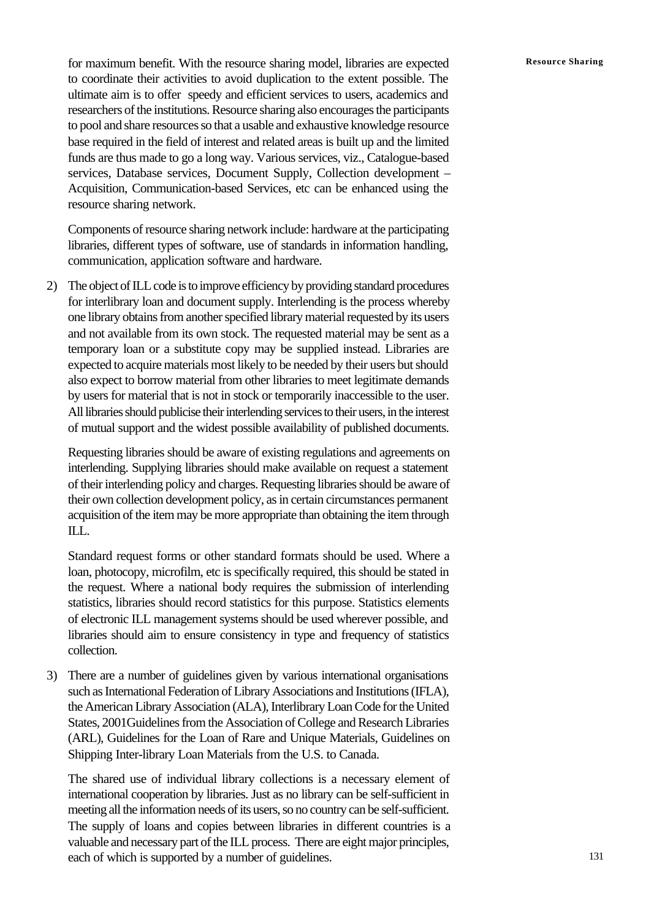for maximum benefit. With the resource sharing model, libraries are expected to coordinate their activities to avoid duplication to the extent possible. The ultimate aim is to offer speedy and efficient services to users, academics and researchers of the institutions. Resource sharing also encourages the participants to pool and share resources so that a usable and exhaustive knowledge resource base required in the field of interest and related areas is built up and the limited funds are thus made to go a long way. Various services, viz., Catalogue-based services, Database services, Document Supply, Collection development – Acquisition, Communication-based Services, etc can be enhanced using the resource sharing network.

Components of resource sharing network include: hardware at the participating libraries, different types of software, use of standards in information handling, communication, application software and hardware.

2) The object of ILL code is to improve efficiency by providing standard procedures for interlibrary loan and document supply. Interlending is the process whereby one library obtains from another specified library material requested by its users and not available from its own stock. The requested material may be sent as a temporary loan or a substitute copy may be supplied instead. Libraries are expected to acquire materials most likely to be needed by their users but should also expect to borrow material from other libraries to meet legitimate demands by users for material that is not in stock or temporarily inaccessible to the user. All libraries should publicise their interlending services to their users, in the interest of mutual support and the widest possible availability of published documents.

   Requesting libraries should be aware of existing regulations and agreements on interlending. Supplying libraries should make available on request a statement of their interlending policy and charges. Requesting libraries should be aware of their own collection development policy, as in certain circumstances permanent acquisition of the item may be more appropriate than obtaining the item through ILL.

   Standard request forms or other standard formats should be used. Where a loan, photocopy, microfilm, etc is specifically required, this should be stated in the request. Where a national body requires the submission of interlending statistics, libraries should record statistics for this purpose. Statistics elements of electronic ILL management systems should be used wherever possible, and libraries should aim to ensure consistency in type and frequency of statistics collection.

3) There are a number of guidelines given by various international organisations such as International Federation of Library Associations and Institutions (IFLA), the American Library Association (ALA), Interlibrary Loan Code for the United States, 2001Guidelines from the Association of College and Research Libraries (ARL), Guidelines for the Loan of Rare and Unique Materials, Guidelines on Shipping Inter-library Loan Materials from the U.S. to Canada.

   The shared use of individual library collections is a necessary element of international cooperation by libraries. Just as no library can be self-sufficient in meeting all the information needs of its users, so no country can be self-sufficient. The supply of loans and copies between libraries in different countries is a valuable and necessary part of the ILL process. There are eight major principles, each of which is supported by a number of guidelines.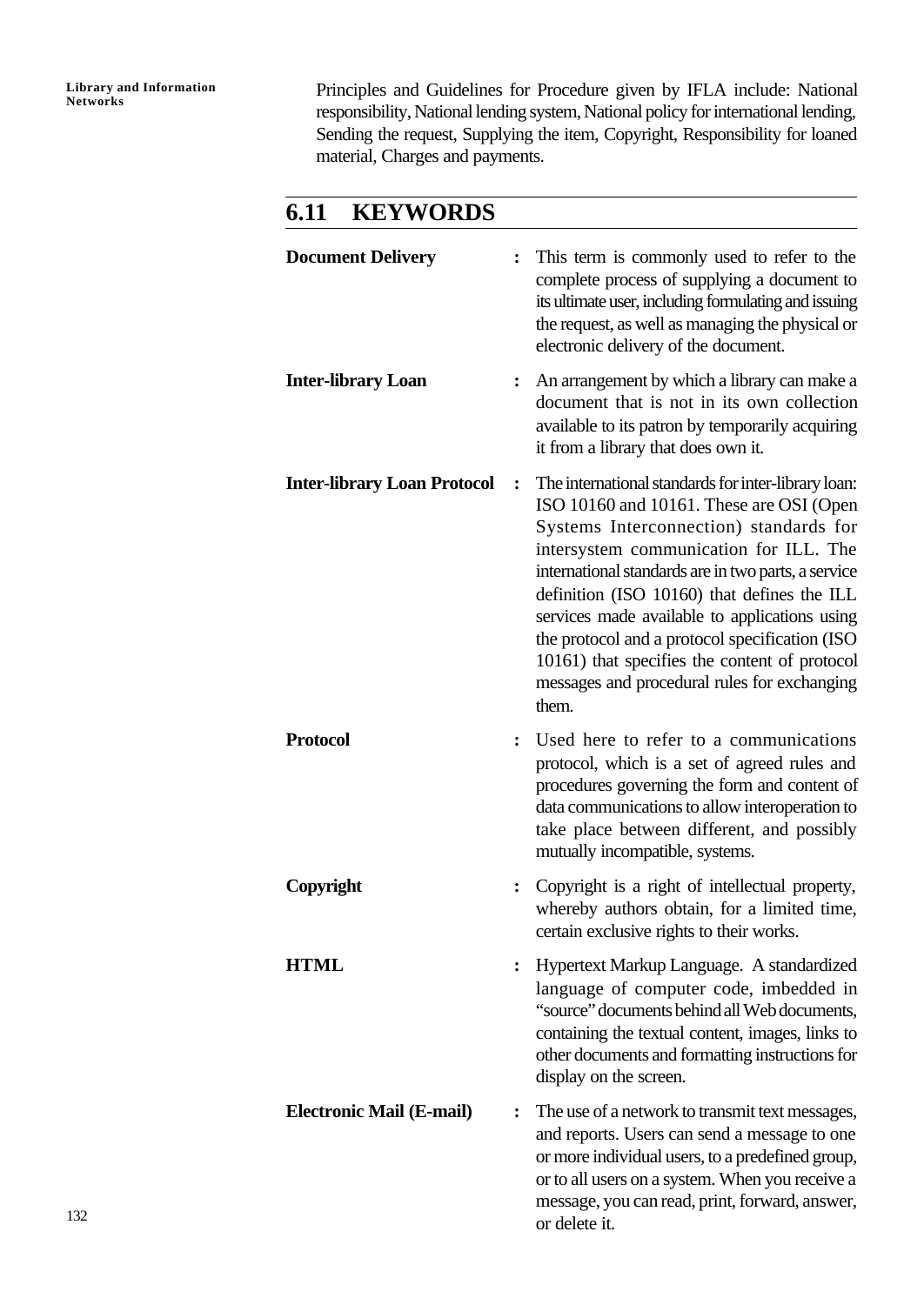Principles and Guidelines for Procedure given by IFLA include: National responsibility, National lending system, National policy for international lending, Sending the request, Supplying the item, Copyright, Responsibility for loaned material, Charges and payments.

## 6.11 KEYWORDS

**Document Delivery** : This term is commonly used to refer to the complete process of supplying a document to its ultimate user, including formulating and issuing the request, as well as managing the physical or electronic delivery of the document.

**Inter-library Loan** : An arrangement by which a library can make a document that is not in its own collection available to its patron by temporarily acquiring it from a library that does own it.

**Inter-library Loan Protocol** : The international standards for inter-library loan: ISO 10160 and 10161. These are OSI (Open Systems Interconnection) standards for intersystem communication for ILL. The international standards are in two parts, a service definition (ISO 10160) that defines the ILL services made available to applications using the protocol and a protocol specification (ISO 10161) that specifies the content of protocol messages and procedural rules for exchanging them.

**Protocol** : Used here to refer to a communications protocol, which is a set of agreed rules and procedures governing the form and content of data communications to allow interoperation to take place between different, and possibly mutually incompatible, systems.

**Copyright** : Copyright is a right of intellectual property, whereby authors obtain, for a limited time, certain exclusive rights to their works.

**HTML** : Hypertext Markup Language. A standardized language of computer code, imbedded in "source" documents behind all Web documents, containing the textual content, images, links to other documents and formatting instructions for display on the screen.

**Electronic Mail (E-mail)** : The use of a network to transmit text messages, and reports. Users can send a message to one or more individual users, to a predefined group, or to all users on a system. When you receive a message, you can read, print, forward, answer, or delete it.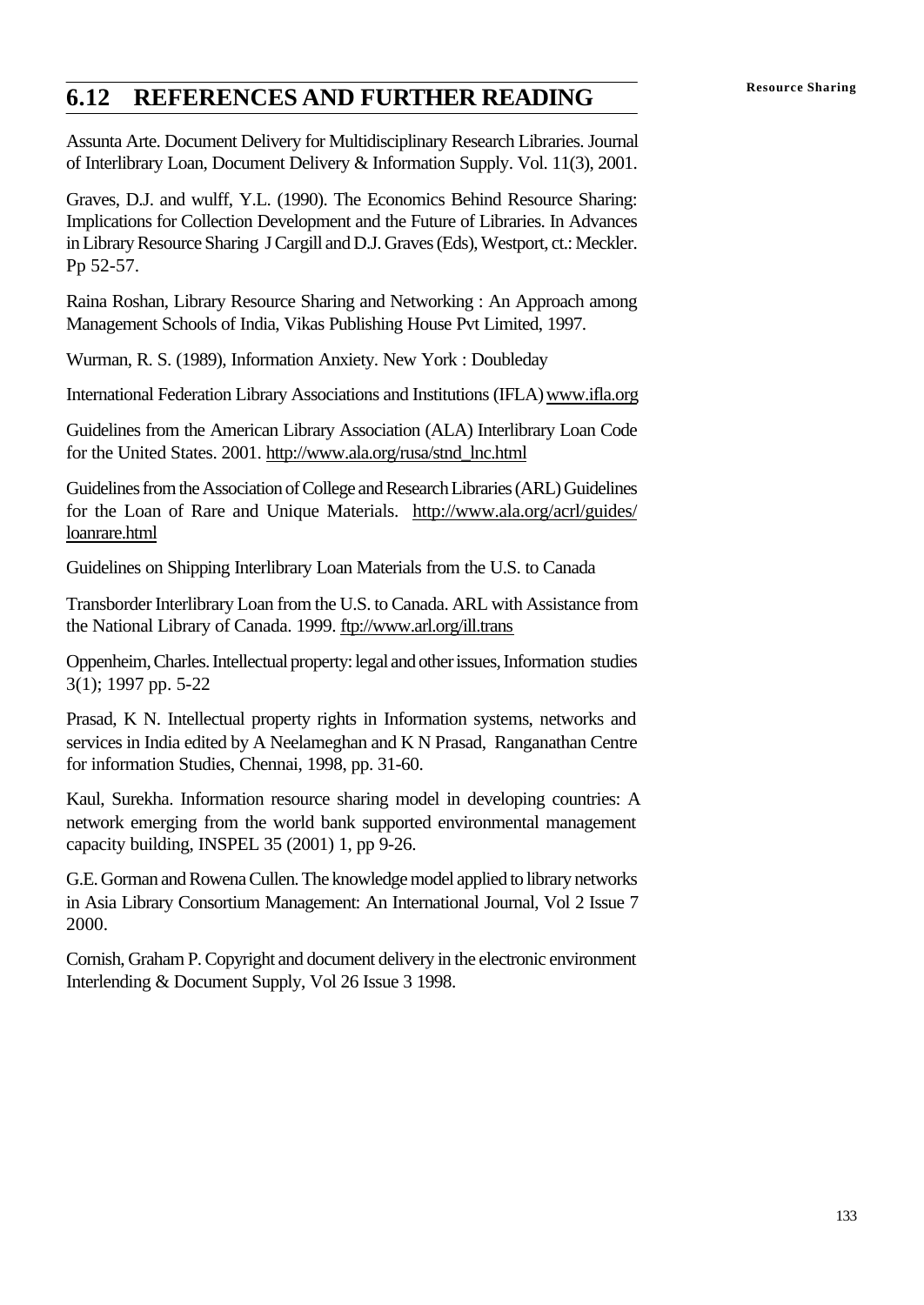## 6.12 REFERENCES AND FURTHER READING

Assunta Arte. Document Delivery for Multidisciplinary Research Libraries. Journal of Interlibrary Loan, Document Delivery & Information Supply. Vol. 11(3), 2001.

Graves, D.J. and wulff, Y.L. (1990). The Economics Behind Resource Sharing: Implications for Collection Development and the Future of Libraries. In Advances in Library Resource Sharing J Cargill and D.J. Graves (Eds), Westport, ct.: Meckler. Pp 52-57.

Raina Roshan, Library Resource Sharing and Networking : An Approach among Management Schools of India, Vikas Publishing House Pvt Limited, 1997.

Wurman, R. S. (1989), Information Anxiety. New York : Doubleday

International Federation Library Associations and Institutions (IFLA) www.ifla.org

Guidelines from the American Library Association (ALA) Interlibrary Loan Code for the United States. 2001. http://www.ala.org/rusa/stnd_lnc.html

Guidelines from the Association of College and Research Libraries (ARL) Guidelines for the Loan of Rare and Unique Materials. http://www.ala.org/acrl/guides/loanrare.html

Guidelines on Shipping Interlibrary Loan Materials from the U.S. to Canada

Transborder Interlibrary Loan from the U.S. to Canada. ARL with Assistance from the National Library of Canada. 1999. ftp://www.arl.org/ill.trans

Oppenheim, Charles. Intellectual property: legal and other issues, Information studies 3(1); 1997 pp. 5-22

Prasad, K N. Intellectual property rights in Information systems, networks and services in India edited by A Neelameghan and K N Prasad, Ranganathan Centre for information Studies, Chennai, 1998, pp. 31-60.

Kaul, Surekha. Information resource sharing model in developing countries: A network emerging from the world bank supported environmental management capacity building, INSPEL 35 (2001) 1, pp 9-26.

G.E. Gorman and Rowena Cullen. The knowledge model applied to library networks in Asia Library Consortium Management: An International Journal, Vol 2 Issue 7 2000.

Cornish, Graham P. Copyright and document delivery in the electronic environment Interlending & Document Supply, Vol 26 Issue 3 1998.